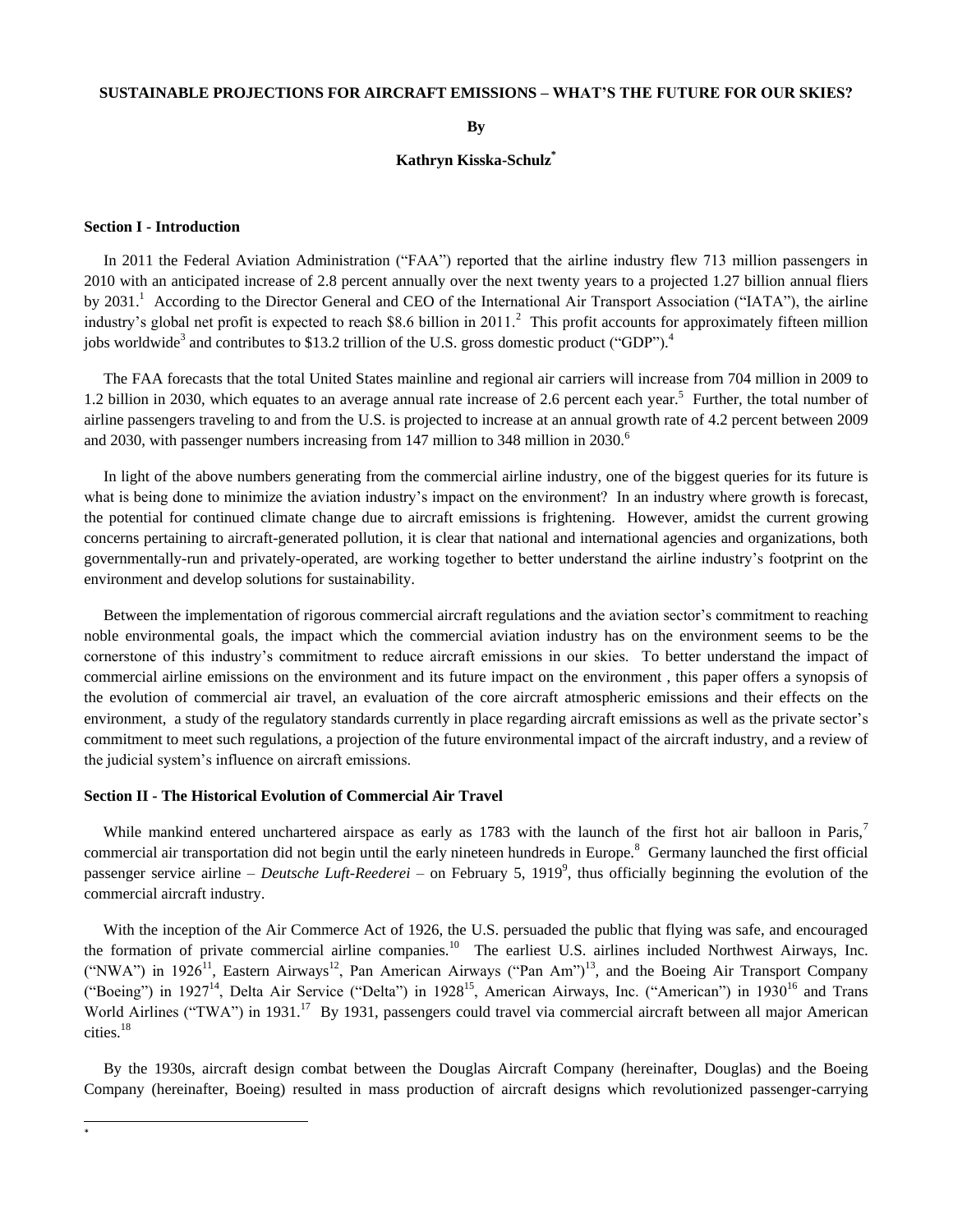# SUSTAINABLE PROJECTIONS FOR AIRCRAFT EMISSIONS – WHAT'S THE FUTURE FOR OUR SKIES?

**By**

**Kathryn Kisska-Schulz***

## Section I - Introduction

In 2011 the Federal Aviation Administration ("FAA") reported that the airline industry flew 713 million passengers in 2010 with an anticipated increase of 2.8 percent annually over the next twenty years to a projected 1.27 billion annual fliers by 2031.[1] According to the Director General and CEO of the International Air Transport Association ("IATA"), the airline industry's global net profit is expected to reach $8.6 billion in 2011.[2] This profit accounts for approximately fifteen million jobs worldwide[3] and contributes to $13.2 trillion of the U.S. gross domestic product ("GDP").[4]

The FAA forecasts that the total United States mainline and regional air carriers will increase from 704 million in 2009 to 1.2 billion in 2030, which equates to an average annual rate increase of 2.6 percent each year.[5] Further, the total number of airline passengers traveling to and from the U.S. is projected to increase at an annual growth rate of 4.2 percent between 2009 and 2030, with passenger numbers increasing from 147 million to 348 million in 2030.[6]

In light of the above numbers generating from the commercial airline industry, one of the biggest queries for its future is what is being done to minimize the aviation industry's impact on the environment? In an industry where growth is forecast, the potential for continued climate change due to aircraft emissions is frightening. However, amidst the current growing concerns pertaining to aircraft-generated pollution, it is clear that national and international agencies and organizations, both governmentally-run and privately-operated, are working together to better understand the airline industry's footprint on the environment and develop solutions for sustainability.

Between the implementation of rigorous commercial aircraft regulations and the aviation sector's commitment to reaching noble environmental goals, the impact which the commercial aviation industry has on the environment seems to be the cornerstone of this industry's commitment to reduce aircraft emissions in our skies. To better understand the impact of commercial airline emissions on the environment and its future impact on the environment , this paper offers a synopsis of the evolution of commercial air travel, an evaluation of the core aircraft atmospheric emissions and their effects on the environment, a study of the regulatory standards currently in place regarding aircraft emissions as well as the private sector's commitment to meet such regulations, a projection of the future environmental impact of the aircraft industry, and a review of the judicial system's influence on aircraft emissions.

## Section II - The Historical Evolution of Commercial Air Travel

While mankind entered unchartered airspace as early as 1783 with the launch of the first hot air balloon in Paris,[7] commercial air transportation did not begin until the early nineteen hundreds in Europe.[8] Germany launched the first official passenger service airline – *Deutsche Luft-Reederei* – on February 5, 1919[9], thus officially beginning the evolution of the commercial aircraft industry.

With the inception of the Air Commerce Act of 1926, the U.S. persuaded the public that flying was safe, and encouraged the formation of private commercial airline companies.[10] The earliest U.S. airlines included Northwest Airways, Inc. ("NWA") in 1926[11], Eastern Airways[12], Pan American Airways ("Pan Am")[13], and the Boeing Air Transport Company ("Boeing") in 1927[14], Delta Air Service ("Delta") in 1928[15], American Airways, Inc. ("American") in 1930[16] and Trans World Airlines ("TWA") in 1931.[17] By 1931, passengers could travel via commercial aircraft between all major American cities.[18]

By the 1930s, aircraft design combat between the Douglas Aircraft Company (hereinafter, Douglas) and the Boeing Company (hereinafter, Boeing) resulted in mass production of aircraft designs which revolutionized passenger-carrying

---

*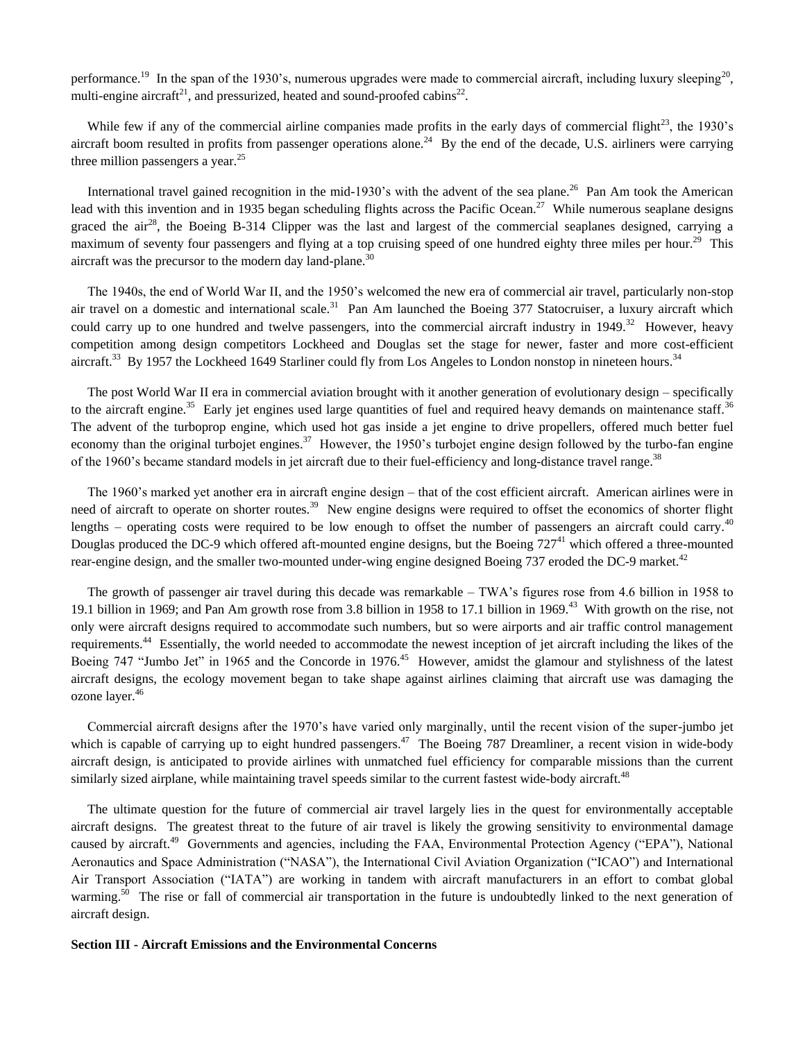performance.[19] In the span of the 1930's, numerous upgrades were made to commercial aircraft, including luxury sleeping[20], multi-engine aircraft[21], and pressurized, heated and sound-proofed cabins[22].

While few if any of the commercial airline companies made profits in the early days of commercial flight[23], the 1930's aircraft boom resulted in profits from passenger operations alone.[24] By the end of the decade, U.S. airliners were carrying three million passengers a year.[25]

International travel gained recognition in the mid-1930's with the advent of the sea plane.[26] Pan Am took the American lead with this invention and in 1935 began scheduling flights across the Pacific Ocean.[27] While numerous seaplane designs graced the air[28], the Boeing B-314 Clipper was the last and largest of the commercial seaplanes designed, carrying a maximum of seventy four passengers and flying at a top cruising speed of one hundred eighty three miles per hour.[29] This aircraft was the precursor to the modern day land-plane.[30]

The 1940s, the end of World War II, and the 1950's welcomed the new era of commercial air travel, particularly non-stop air travel on a domestic and international scale.[31] Pan Am launched the Boeing 377 Statocruiser, a luxury aircraft which could carry up to one hundred and twelve passengers, into the commercial aircraft industry in 1949.[32] However, heavy competition among design competitors Lockheed and Douglas set the stage for newer, faster and more cost-efficient aircraft.[33] By 1957 the Lockheed 1649 Starliner could fly from Los Angeles to London nonstop in nineteen hours.[34]

The post World War II era in commercial aviation brought with it another generation of evolutionary design – specifically to the aircraft engine.[35] Early jet engines used large quantities of fuel and required heavy demands on maintenance staff.[36] The advent of the turboprop engine, which used hot gas inside a jet engine to drive propellers, offered much better fuel economy than the original turbojet engines.[37] However, the 1950's turbojet engine design followed by the turbo-fan engine of the 1960's became standard models in jet aircraft due to their fuel-efficiency and long-distance travel range.[38]

The 1960's marked yet another era in aircraft engine design – that of the cost efficient aircraft. American airlines were in need of aircraft to operate on shorter routes.[39] New engine designs were required to offset the economics of shorter flight lengths – operating costs were required to be low enough to offset the number of passengers an aircraft could carry.[40] Douglas produced the DC-9 which offered aft-mounted engine designs, but the Boeing 727[41] which offered a three-mounted rear-engine design, and the smaller two-mounted under-wing engine designed Boeing 737 eroded the DC-9 market.[42]

The growth of passenger air travel during this decade was remarkable – TWA's figures rose from 4.6 billion in 1958 to 19.1 billion in 1969; and Pan Am growth rose from 3.8 billion in 1958 to 17.1 billion in 1969.[43] With growth on the rise, not only were aircraft designs required to accommodate such numbers, but so were airports and air traffic control management requirements.[44] Essentially, the world needed to accommodate the newest inception of jet aircraft including the likes of the Boeing 747 "Jumbo Jet" in 1965 and the Concorde in 1976.[45] However, amidst the glamour and stylishness of the latest aircraft designs, the ecology movement began to take shape against airlines claiming that aircraft use was damaging the ozone layer.[46]

Commercial aircraft designs after the 1970's have varied only marginally, until the recent vision of the super-jumbo jet which is capable of carrying up to eight hundred passengers.[47] The Boeing 787 Dreamliner, a recent vision in wide-body aircraft design, is anticipated to provide airlines with unmatched fuel efficiency for comparable missions than the current similarly sized airplane, while maintaining travel speeds similar to the current fastest wide-body aircraft.[48]

The ultimate question for the future of commercial air travel largely lies in the quest for environmentally acceptable aircraft designs. The greatest threat to the future of air travel is likely the growing sensitivity to environmental damage caused by aircraft.[49] Governments and agencies, including the FAA, Environmental Protection Agency ("EPA"), National Aeronautics and Space Administration ("NASA"), the International Civil Aviation Organization ("ICAO") and International Air Transport Association ("IATA") are working in tandem with aircraft manufacturers in an effort to combat global warming.[50] The rise or fall of commercial air transportation in the future is undoubtedly linked to the next generation of aircraft design.

**Section III - Aircraft Emissions and the Environmental Concerns**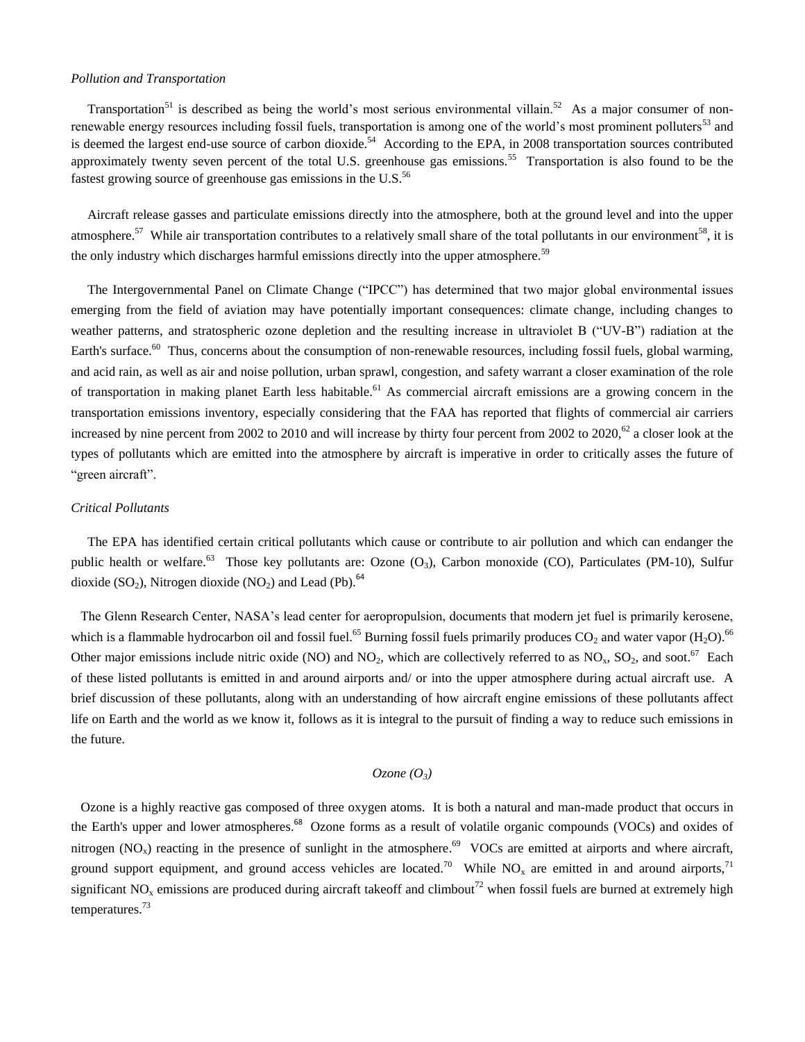*Pollution and Transportation*

Transportation[51] is described as being the world's most serious environmental villain.[52] As a major consumer of non-renewable energy resources including fossil fuels, transportation is among one of the world's most prominent polluters[53] and is deemed the largest end-use source of carbon dioxide.[54] According to the EPA, in 2008 transportation sources contributed approximately twenty seven percent of the total U.S. greenhouse gas emissions.[55] Transportation is also found to be the fastest growing source of greenhouse gas emissions in the U.S.[56]

Aircraft release gasses and particulate emissions directly into the atmosphere, both at the ground level and into the upper atmosphere.[57] While air transportation contributes to a relatively small share of the total pollutants in our environment[58], it is the only industry which discharges harmful emissions directly into the upper atmosphere.[59]

The Intergovernmental Panel on Climate Change ("IPCC") has determined that two major global environmental issues emerging from the field of aviation may have potentially important consequences: climate change, including changes to weather patterns, and stratospheric ozone depletion and the resulting increase in ultraviolet B ("UV-B") radiation at the Earth's surface.[60] Thus, concerns about the consumption of non-renewable resources, including fossil fuels, global warming, and acid rain, as well as air and noise pollution, urban sprawl, congestion, and safety warrant a closer examination of the role of transportation in making planet Earth less habitable.[61] As commercial aircraft emissions are a growing concern in the transportation emissions inventory, especially considering that the FAA has reported that flights of commercial air carriers increased by nine percent from 2002 to 2010 and will increase by thirty four percent from 2002 to 2020,[62] a closer look at the types of pollutants which are emitted into the atmosphere by aircraft is imperative in order to critically asses the future of "green aircraft".

*Critical Pollutants*

The EPA has identified certain critical pollutants which cause or contribute to air pollution and which can endanger the public health or welfare.[63] Those key pollutants are: Ozone ($O_3$), Carbon monoxide (CO), Particulates (PM-10), Sulfur dioxide ($SO_2$), Nitrogen dioxide ($NO_2$) and Lead (Pb).[64]

The Glenn Research Center, NASA's lead center for aeropropulsion, documents that modern jet fuel is primarily kerosene, which is a flammable hydrocarbon oil and fossil fuel.[65] Burning fossil fuels primarily produces $CO_2$ and water vapor ($H_2O$).[66] Other major emissions include nitric oxide (NO) and $NO_2$, which are collectively referred to as $NO_x$, $SO_2$, and soot.[67] Each of these listed pollutants is emitted in and around airports and/ or into the upper atmosphere during actual aircraft use. A brief discussion of these pollutants, along with an understanding of how aircraft engine emissions of these pollutants affect life on Earth and the world as we know it, follows as it is integral to the pursuit of finding a way to reduce such emissions in the future.

*Ozone ($O_3$)*

Ozone is a highly reactive gas composed of three oxygen atoms. It is both a natural and man-made product that occurs in the Earth's upper and lower atmospheres.[68] Ozone forms as a result of volatile organic compounds (VOCs) and oxides of nitrogen ($NO_x$) reacting in the presence of sunlight in the atmosphere.[69] VOCs are emitted at airports and where aircraft, ground support equipment, and ground access vehicles are located.[70] While $NO_x$ are emitted in and around airports,[71] significant $NO_x$ emissions are produced during aircraft takeoff and climbout[72] when fossil fuels are burned at extremely high temperatures.[73]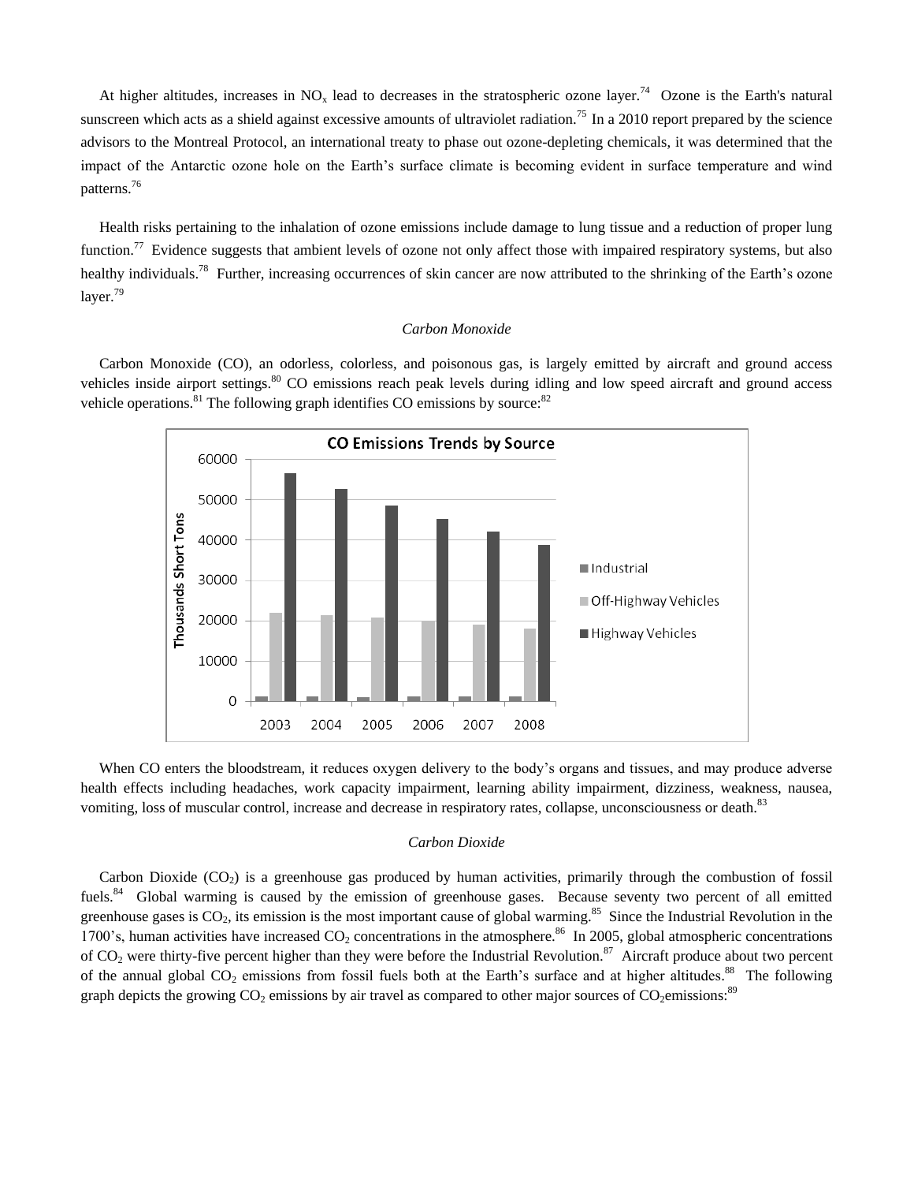At higher altitudes, increases in $NO_x$ lead to decreases in the stratospheric ozone layer.[74] Ozone is the Earth's natural sunscreen which acts as a shield against excessive amounts of ultraviolet radiation.[75] In a 2010 report prepared by the science advisors to the Montreal Protocol, an international treaty to phase out ozone-depleting chemicals, it was determined that the impact of the Antarctic ozone hole on the Earth's surface climate is becoming evident in surface temperature and wind patterns.[76]

Health risks pertaining to the inhalation of ozone emissions include damage to lung tissue and a reduction of proper lung function.[77] Evidence suggests that ambient levels of ozone not only affect those with impaired respiratory systems, but also healthy individuals.[78] Further, increasing occurrences of skin cancer are now attributed to the shrinking of the Earth's ozone layer.[79]

*Carbon Monoxide*

Carbon Monoxide (CO), an odorless, colorless, and poisonous gas, is largely emitted by aircraft and ground access vehicles inside airport settings.[80] CO emissions reach peak levels during idling and low speed aircraft and ground access vehicle operations.[81] The following graph identifies CO emissions by source:[82]

CO Emissions Trends by Source

Thousands Short Tons

60000
50000
40000
30000
20000
10000
0

2003 2004 2005 2006 2007 2008

Industrial
Off-Highway Vehicles
Highway Vehicles

When CO enters the bloodstream, it reduces oxygen delivery to the body's organs and tissues, and may produce adverse health effects including headaches, work capacity impairment, learning ability impairment, dizziness, weakness, nausea, vomiting, loss of muscular control, increase and decrease in respiratory rates, collapse, unconsciousness or death.[83]

*Carbon Dioxide*

Carbon Dioxide ($CO_2$) is a greenhouse gas produced by human activities, primarily through the combustion of fossil fuels.[84] Global warming is caused by the emission of greenhouse gases. Because seventy two percent of all emitted greenhouse gases is $CO_2$, its emission is the most important cause of global warming.[85] Since the Industrial Revolution in the 1700's, human activities have increased $CO_2$ concentrations in the atmosphere.[86] In 2005, global atmospheric concentrations of $CO_2$ were thirty-five percent higher than they were before the Industrial Revolution.[87] Aircraft produce about two percent of the annual global $CO_2$ emissions from fossil fuels both at the Earth's surface and at higher altitudes.[88] The following graph depicts the growing $CO_2$ emissions by air travel as compared to other major sources of $CO_2$emissions:[89]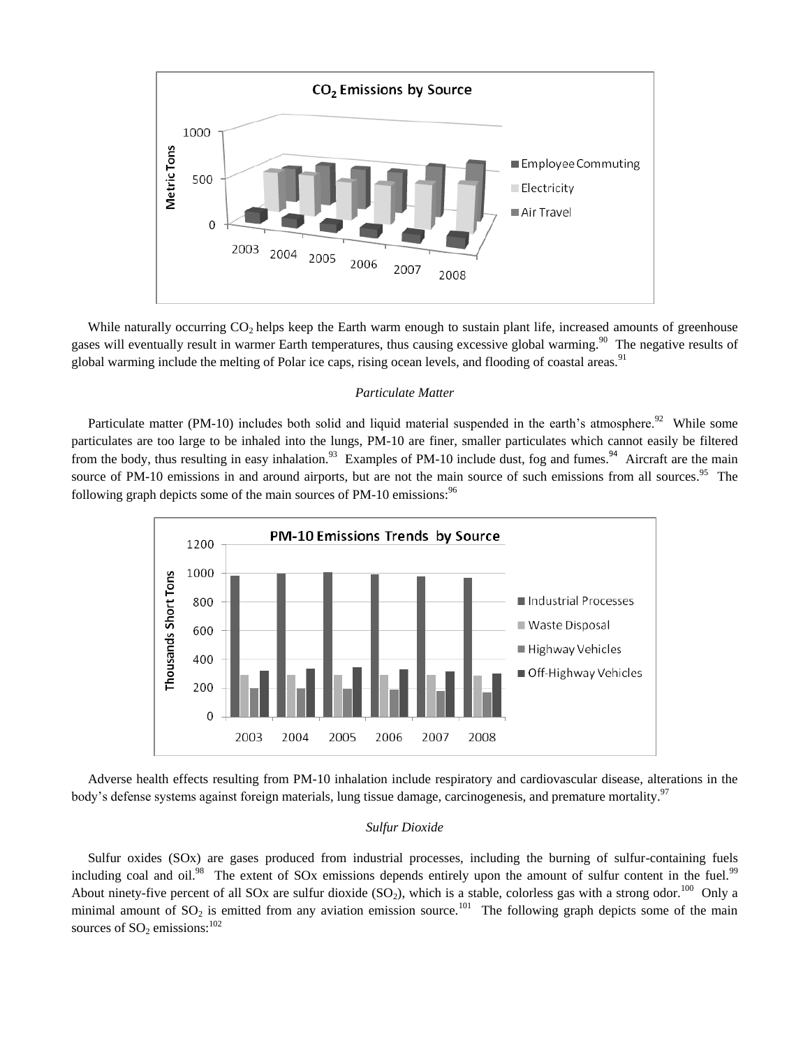CO₂ Emissions by Source

Metric Tons

1000

500

0

2003 2004 2005 2006 2007 2008

Employee Commuting

Electricity

Air Travel

While naturally occurring $CO_2$ helps keep the Earth warm enough to sustain plant life, increased amounts of greenhouse gases will eventually result in warmer Earth temperatures, thus causing excessive global warming.[90] The negative results of global warming include the melting of Polar ice caps, rising ocean levels, and flooding of coastal areas.[91]

*Particulate Matter*

Particulate matter (PM-10) includes both solid and liquid material suspended in the earth's atmosphere.[92] While some particulates are too large to be inhaled into the lungs, PM-10 are finer, smaller particulates which cannot easily be filtered from the body, thus resulting in easy inhalation.[93] Examples of PM-10 include dust, fog and fumes.[94] Aircraft are the main source of PM-10 emissions in and around airports, but are not the main source of such emissions from all sources.[95] The following graph depicts some of the main sources of PM-10 emissions:[96]

PM-10 Emissions Trends by Source

Thousands Short Tons

1200

1000

800

600

400

200

0

2003 2004 2005 2006 2007 2008

Industrial Processes

Waste Disposal

Highway Vehicles

Off-Highway Vehicles

Adverse health effects resulting from PM-10 inhalation include respiratory and cardiovascular disease, alterations in the body's defense systems against foreign materials, lung tissue damage, carcinogenesis, and premature mortality.[97]

*Sulfur Dioxide*

Sulfur oxides (SOx) are gases produced from industrial processes, including the burning of sulfur-containing fuels including coal and oil.[98] The extent of SOx emissions depends entirely upon the amount of sulfur content in the fuel.[99] About ninety-five percent of all SOx are sulfur dioxide ($SO_2$), which is a stable, colorless gas with a strong odor.[100] Only a minimal amount of $SO_2$ is emitted from any aviation emission source.[101] The following graph depicts some of the main sources of $SO_2$ emissions:[102]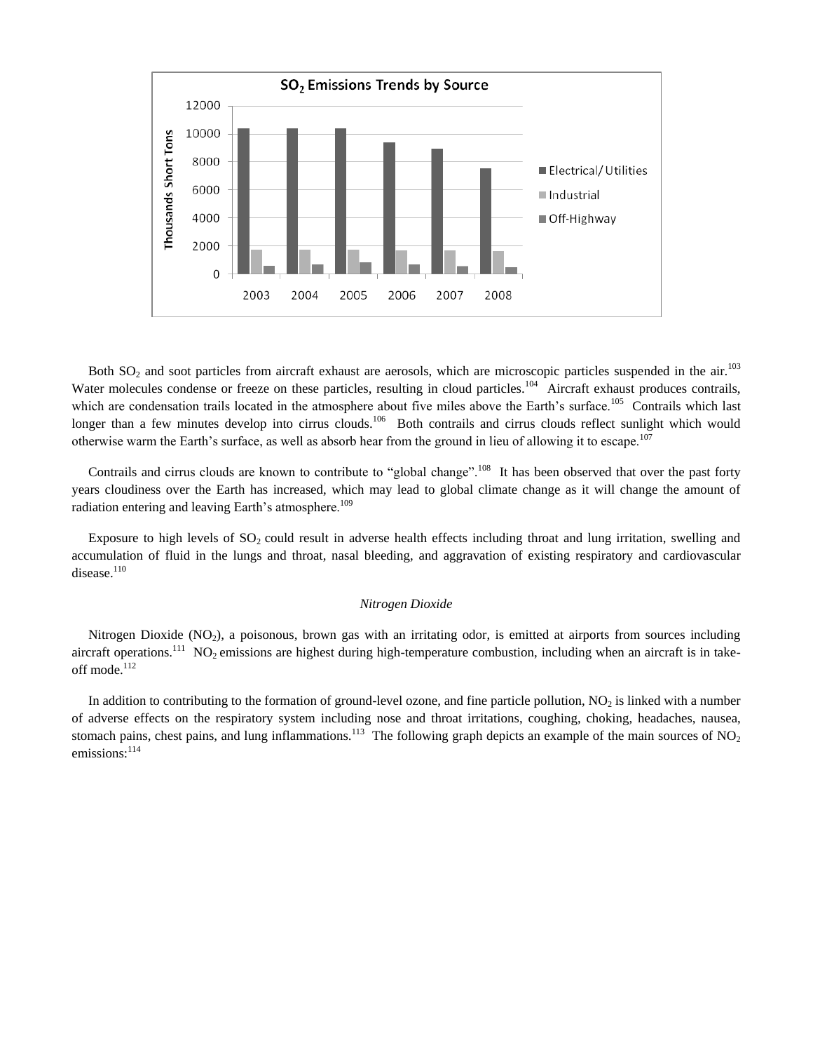$SO_2$ Emissions Trends by Source

Thousands Short Tons

12000
10000
8000
6000
4000
2000
0

2003 2004 2005 2006 2007 2008

Electrical/ Utilities
Industrial
Off-Highway

Both $SO_2$ and soot particles from aircraft exhaust are aerosols, which are microscopic particles suspended in the air.[103] Water molecules condense or freeze on these particles, resulting in cloud particles.[104] Aircraft exhaust produces contrails, which are condensation trails located in the atmosphere about five miles above the Earth's surface.[105] Contrails which last longer than a few minutes develop into cirrus clouds.[106] Both contrails and cirrus clouds reflect sunlight which would otherwise warm the Earth's surface, as well as absorb hear from the ground in lieu of allowing it to escape.[107]

Contrails and cirrus clouds are known to contribute to "global change".[108] It has been observed that over the past forty years cloudiness over the Earth has increased, which may lead to global climate change as it will change the amount of radiation entering and leaving Earth's atmosphere.[109]

Exposure to high levels of $SO_2$ could result in adverse health effects including throat and lung irritation, swelling and accumulation of fluid in the lungs and throat, nasal bleeding, and aggravation of existing respiratory and cardiovascular disease.[110]

*Nitrogen Dioxide*

Nitrogen Dioxide ($NO_2$), a poisonous, brown gas with an irritating odor, is emitted at airports from sources including aircraft operations.[111] $NO_2$ emissions are highest during high-temperature combustion, including when an aircraft is in take-off mode.[112]

In addition to contributing to the formation of ground-level ozone, and fine particle pollution, $NO_2$ is linked with a number of adverse effects on the respiratory system including nose and throat irritations, coughing, choking, headaches, nausea, stomach pains, chest pains, and lung inflammations.[113] The following graph depicts an example of the main sources of $NO_2$ emissions:[114]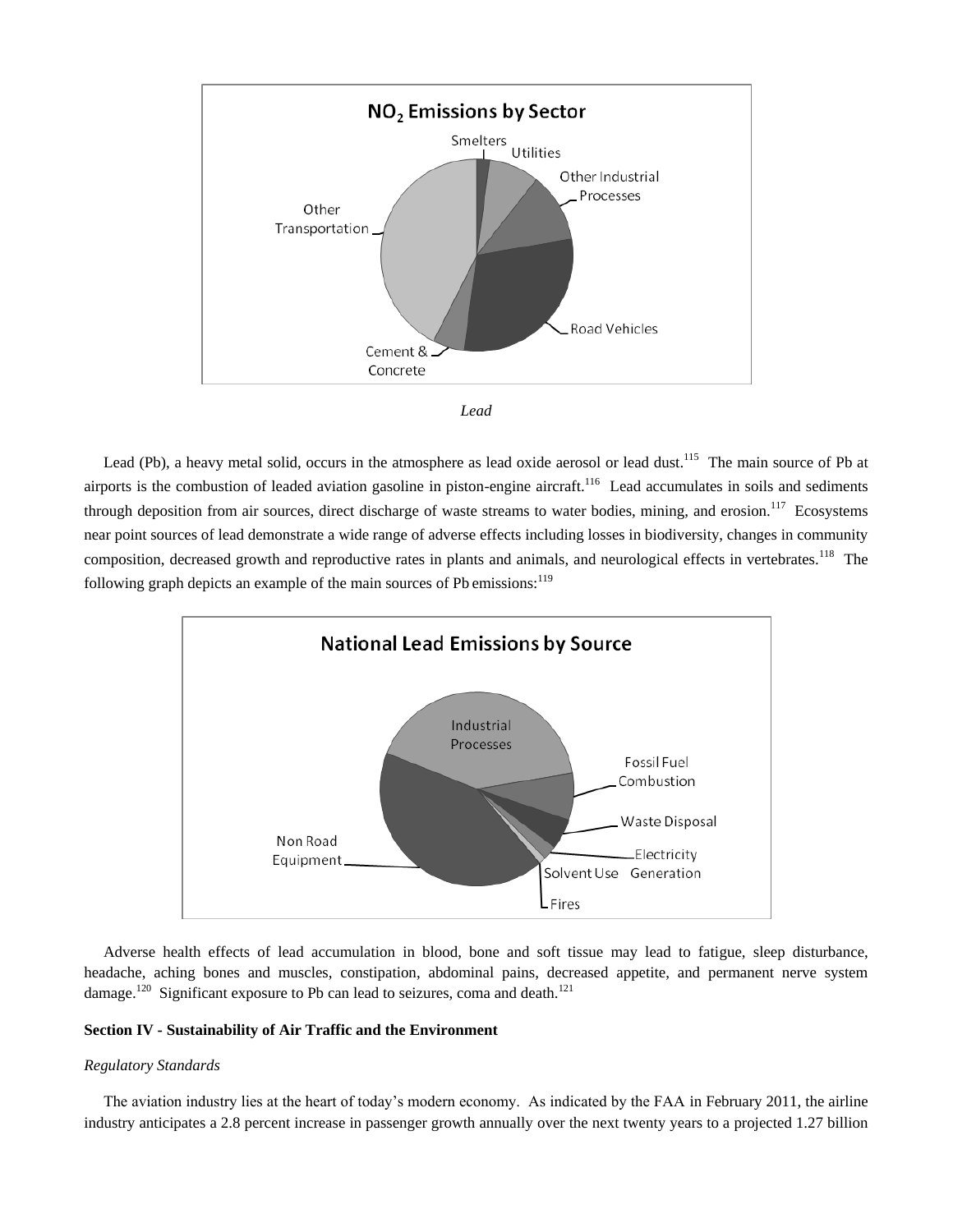**$NO_2$ Emissions by Sector**

Smelters

Utilities

Other Industrial Processes

Other Transportation

Road Vehicles

Cement & Concrete

*Lead*

Lead (Pb), a heavy metal solid, occurs in the atmosphere as lead oxide aerosol or lead dust.[115] The main source of Pb at airports is the combustion of leaded aviation gasoline in piston-engine aircraft.[116] Lead accumulates in soils and sediments through deposition from air sources, direct discharge of waste streams to water bodies, mining, and erosion.[117] Ecosystems near point sources of lead demonstrate a wide range of adverse effects including losses in biodiversity, changes in community composition, decreased growth and reproductive rates in plants and animals, and neurological effects in vertebrates.[118] The following graph depicts an example of the main sources of Pb emissions:[119]

**National Lead Emissions by Source**

Industrial Processes

Fossil Fuel Combustion

Waste Disposal

Electricity Generation

Solvent Use

Fires

Non Road Equipment

Adverse health effects of lead accumulation in blood, bone and soft tissue may lead to fatigue, sleep disturbance, headache, aching bones and muscles, constipation, abdominal pains, decreased appetite, and permanent nerve system damage.[120] Significant exposure to Pb can lead to seizures, coma and death.[121]

**Section IV - Sustainability of Air Traffic and the Environment**

*Regulatory Standards*

The aviation industry lies at the heart of today's modern economy. As indicated by the FAA in February 2011, the airline industry anticipates a 2.8 percent increase in passenger growth annually over the next twenty years to a projected 1.27 billion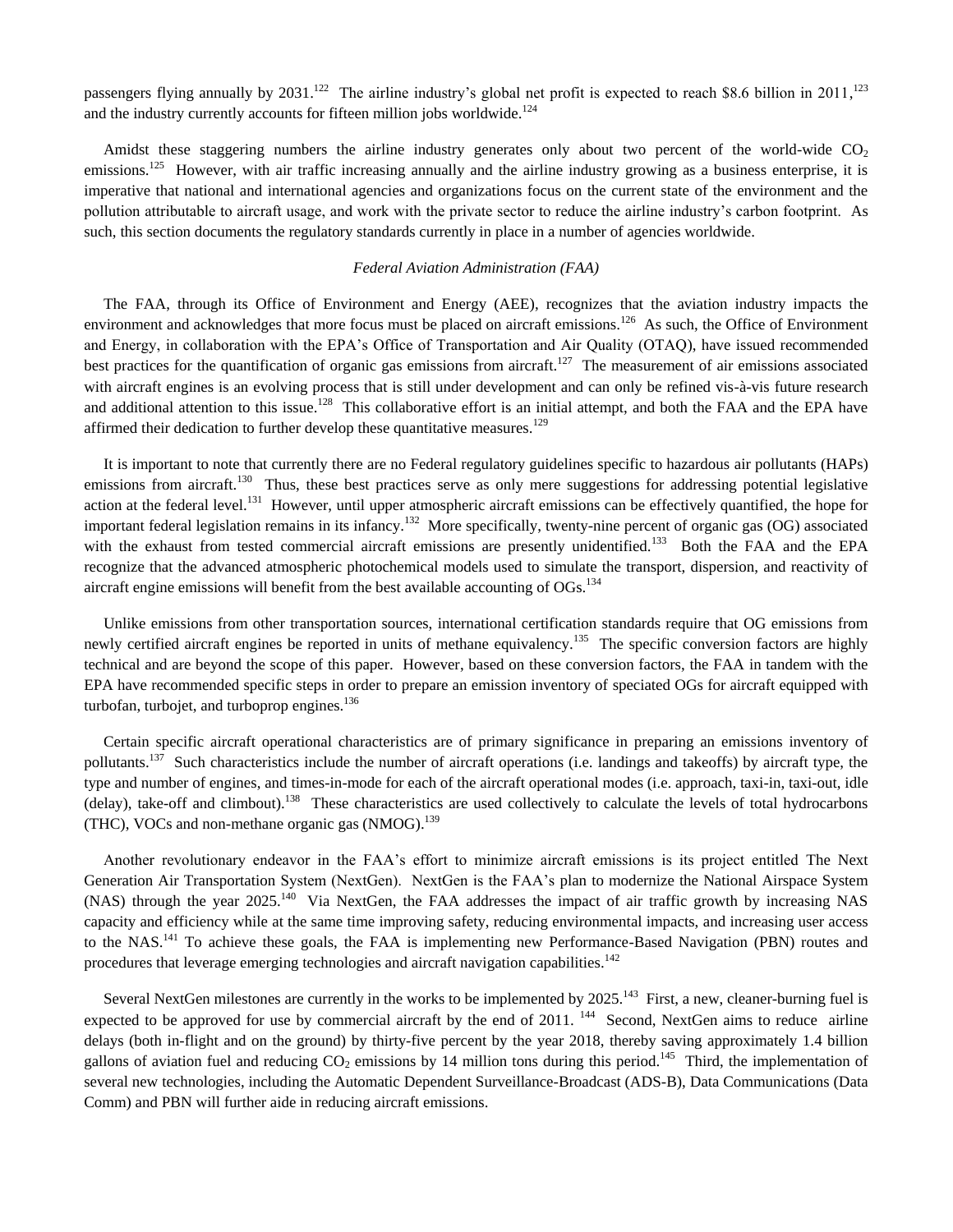passengers flying annually by 2031.[122] The airline industry's global net profit is expected to reach $8.6 billion in 2011,[123] and the industry currently accounts for fifteen million jobs worldwide.[124]

Amidst these staggering numbers the airline industry generates only about two percent of the world-wide $CO_2$ emissions.[125] However, with air traffic increasing annually and the airline industry growing as a business enterprise, it is imperative that national and international agencies and organizations focus on the current state of the environment and the pollution attributable to aircraft usage, and work with the private sector to reduce the airline industry's carbon footprint. As such, this section documents the regulatory standards currently in place in a number of agencies worldwide.

*Federal Aviation Administration (FAA)*

The FAA, through its Office of Environment and Energy (AEE), recognizes that the aviation industry impacts the environment and acknowledges that more focus must be placed on aircraft emissions.[126] As such, the Office of Environment and Energy, in collaboration with the EPA's Office of Transportation and Air Quality (OTAQ), have issued recommended best practices for the quantification of organic gas emissions from aircraft.[127] The measurement of air emissions associated with aircraft engines is an evolving process that is still under development and can only be refined vis-à-vis future research and additional attention to this issue.[128] This collaborative effort is an initial attempt, and both the FAA and the EPA have affirmed their dedication to further develop these quantitative measures.[129]

It is important to note that currently there are no Federal regulatory guidelines specific to hazardous air pollutants (HAPs) emissions from aircraft.[130] Thus, these best practices serve as only mere suggestions for addressing potential legislative action at the federal level.[131] However, until upper atmospheric aircraft emissions can be effectively quantified, the hope for important federal legislation remains in its infancy.[132] More specifically, twenty-nine percent of organic gas (OG) associated with the exhaust from tested commercial aircraft emissions are presently unidentified.[133] Both the FAA and the EPA recognize that the advanced atmospheric photochemical models used to simulate the transport, dispersion, and reactivity of aircraft engine emissions will benefit from the best available accounting of OGs.[134]

Unlike emissions from other transportation sources, international certification standards require that OG emissions from newly certified aircraft engines be reported in units of methane equivalency.[135] The specific conversion factors are highly technical and are beyond the scope of this paper. However, based on these conversion factors, the FAA in tandem with the EPA have recommended specific steps in order to prepare an emission inventory of speciated OGs for aircraft equipped with turbofan, turbojet, and turboprop engines.[136]

Certain specific aircraft operational characteristics are of primary significance in preparing an emissions inventory of pollutants.[137] Such characteristics include the number of aircraft operations (i.e. landings and takeoffs) by aircraft type, the type and number of engines, and times-in-mode for each of the aircraft operational modes (i.e. approach, taxi-in, taxi-out, idle (delay), take-off and climbout).[138] These characteristics are used collectively to calculate the levels of total hydrocarbons (THC), VOCs and non-methane organic gas (NMOG).[139]

Another revolutionary endeavor in the FAA's effort to minimize aircraft emissions is its project entitled The Next Generation Air Transportation System (NextGen). NextGen is the FAA's plan to modernize the National Airspace System (NAS) through the year 2025.[140] Via NextGen, the FAA addresses the impact of air traffic growth by increasing NAS capacity and efficiency while at the same time improving safety, reducing environmental impacts, and increasing user access to the NAS.[141] To achieve these goals, the FAA is implementing new Performance-Based Navigation (PBN) routes and procedures that leverage emerging technologies and aircraft navigation capabilities.[142]

Several NextGen milestones are currently in the works to be implemented by 2025.[143] First, a new, cleaner-burning fuel is expected to be approved for use by commercial aircraft by the end of 2011.[144] Second, NextGen aims to reduce airline delays (both in-flight and on the ground) by thirty-five percent by the year 2018, thereby saving approximately 1.4 billion gallons of aviation fuel and reducing $CO_2$ emissions by 14 million tons during this period.[145] Third, the implementation of several new technologies, including the Automatic Dependent Surveillance-Broadcast (ADS-B), Data Communications (Data Comm) and PBN will further aide in reducing aircraft emissions.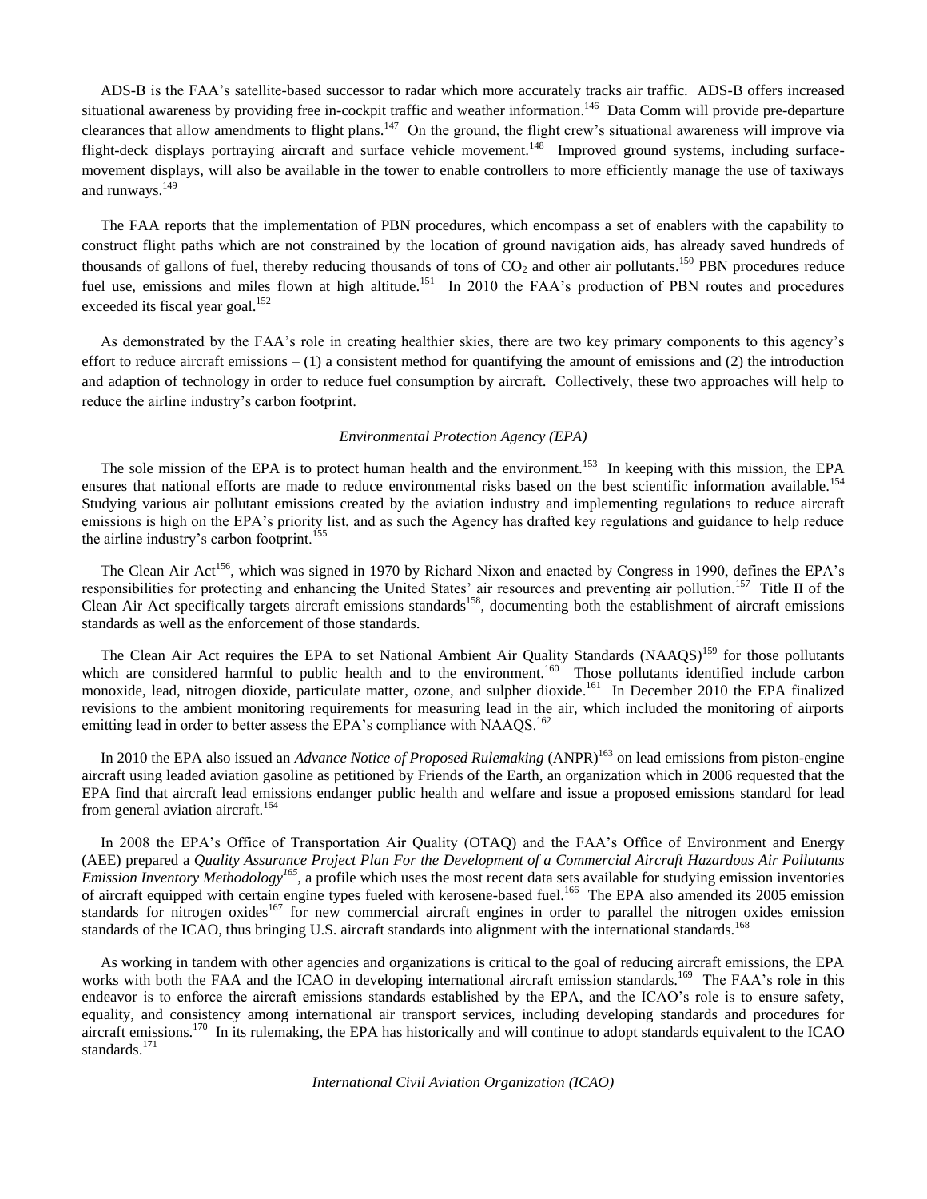ADS-B is the FAA's satellite-based successor to radar which more accurately tracks air traffic. ADS-B offers increased situational awareness by providing free in-cockpit traffic and weather information.[146] Data Comm will provide pre-departure clearances that allow amendments to flight plans.[147] On the ground, the flight crew's situational awareness will improve via flight-deck displays portraying aircraft and surface vehicle movement.[148] Improved ground systems, including surface-movement displays, will also be available in the tower to enable controllers to more efficiently manage the use of taxiways and runways.[149]

The FAA reports that the implementation of PBN procedures, which encompass a set of enablers with the capability to construct flight paths which are not constrained by the location of ground navigation aids, has already saved hundreds of thousands of gallons of fuel, thereby reducing thousands of tons of $CO_2$ and other air pollutants.[150] PBN procedures reduce fuel use, emissions and miles flown at high altitude.[151] In 2010 the FAA's production of PBN routes and procedures exceeded its fiscal year goal.[152]

As demonstrated by the FAA's role in creating healthier skies, there are two key primary components to this agency's effort to reduce aircraft emissions – (1) a consistent method for quantifying the amount of emissions and (2) the introduction and adaption of technology in order to reduce fuel consumption by aircraft. Collectively, these two approaches will help to reduce the airline industry's carbon footprint.

*Environmental Protection Agency (EPA)*

The sole mission of the EPA is to protect human health and the environment.[153] In keeping with this mission, the EPA ensures that national efforts are made to reduce environmental risks based on the best scientific information available.[154] Studying various air pollutant emissions created by the aviation industry and implementing regulations to reduce aircraft emissions is high on the EPA's priority list, and as such the Agency has drafted key regulations and guidance to help reduce the airline industry's carbon footprint.[155]

The Clean Air Act[156], which was signed in 1970 by Richard Nixon and enacted by Congress in 1990, defines the EPA's responsibilities for protecting and enhancing the United States' air resources and preventing air pollution.[157] Title II of the Clean Air Act specifically targets aircraft emissions standards[158], documenting both the establishment of aircraft emissions standards as well as the enforcement of those standards.

The Clean Air Act requires the EPA to set National Ambient Air Quality Standards (NAAQS)[159] for those pollutants which are considered harmful to public health and to the environment.[160] Those pollutants identified include carbon monoxide, lead, nitrogen dioxide, particulate matter, ozone, and sulpher dioxide.[161] In December 2010 the EPA finalized revisions to the ambient monitoring requirements for measuring lead in the air, which included the monitoring of airports emitting lead in order to better assess the EPA's compliance with NAAQS.[162]

In 2010 the EPA also issued an *Advance Notice of Proposed Rulemaking* (ANPR)[163] on lead emissions from piston-engine aircraft using leaded aviation gasoline as petitioned by Friends of the Earth, an organization which in 2006 requested that the EPA find that aircraft lead emissions endanger public health and welfare and issue a proposed emissions standard for lead from general aviation aircraft.[164]

In 2008 the EPA's Office of Transportation Air Quality (OTAQ) and the FAA's Office of Environment and Energy (AEE) prepared a *Quality Assurance Project Plan For the Development of a Commercial Aircraft Hazardous Air Pollutants Emission Inventory Methodology*[165], a profile which uses the most recent data sets available for studying emission inventories of aircraft equipped with certain engine types fueled with kerosene-based fuel.[166] The EPA also amended its 2005 emission standards for nitrogen oxides[167] for new commercial aircraft engines in order to parallel the nitrogen oxides emission standards of the ICAO, thus bringing U.S. aircraft standards into alignment with the international standards.[168]

As working in tandem with other agencies and organizations is critical to the goal of reducing aircraft emissions, the EPA works with both the FAA and the ICAO in developing international aircraft emission standards.[169] The FAA's role in this endeavor is to enforce the aircraft emissions standards established by the EPA, and the ICAO's role is to ensure safety, equality, and consistency among international air transport services, including developing standards and procedures for aircraft emissions.[170] In its rulemaking, the EPA has historically and will continue to adopt standards equivalent to the ICAO standards.[171]

*International Civil Aviation Organization (ICAO)*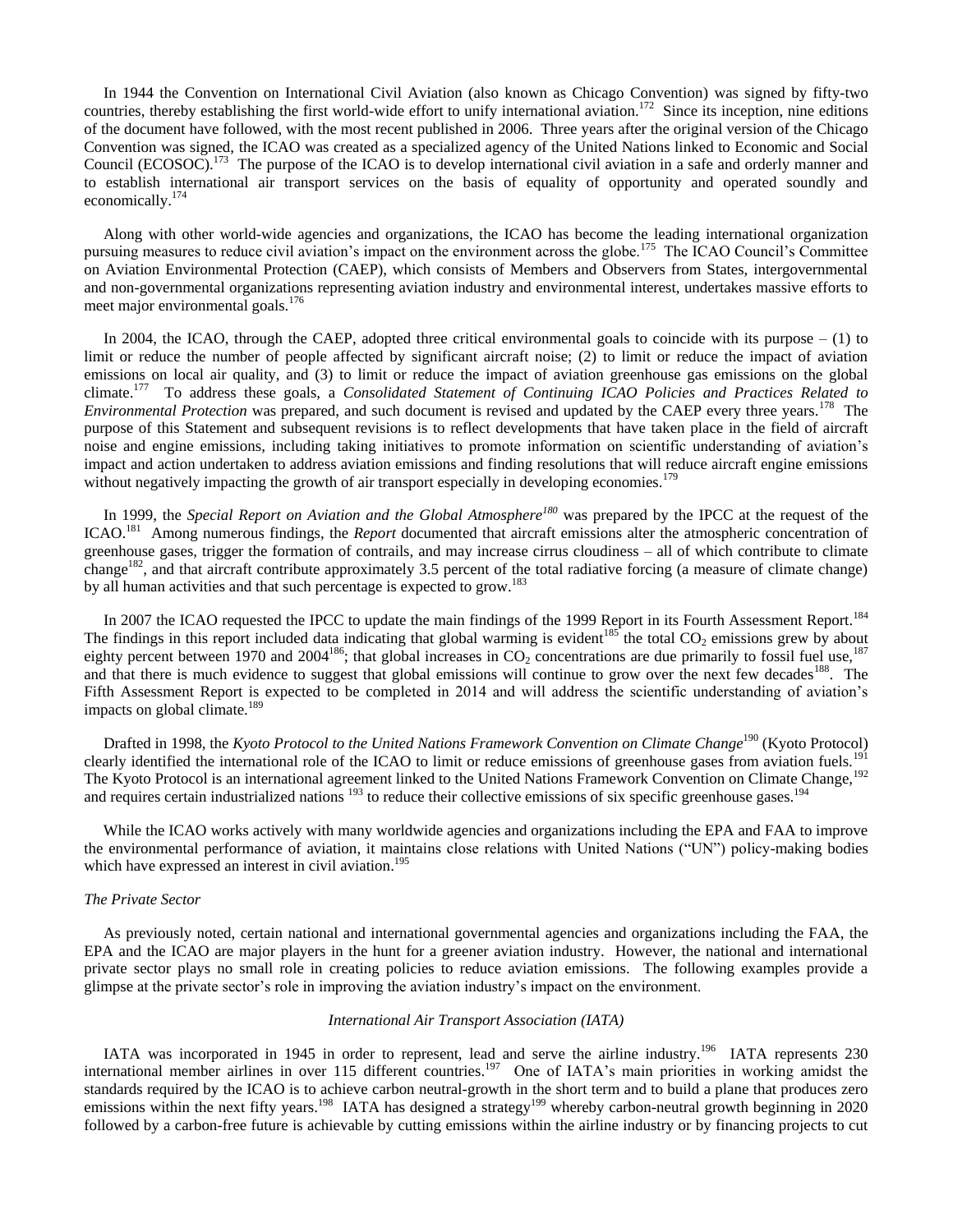In 1944 the Convention on International Civil Aviation (also known as Chicago Convention) was signed by fifty-two countries, thereby establishing the first world-wide effort to unify international aviation.[172] Since its inception, nine editions of the document have followed, with the most recent published in 2006. Three years after the original version of the Chicago Convention was signed, the ICAO was created as a specialized agency of the United Nations linked to Economic and Social Council (ECOSOC).[173] The purpose of the ICAO is to develop international civil aviation in a safe and orderly manner and to establish international air transport services on the basis of equality of opportunity and operated soundly and economically.[174]

Along with other world-wide agencies and organizations, the ICAO has become the leading international organization pursuing measures to reduce civil aviation's impact on the environment across the globe.[175] The ICAO Council's Committee on Aviation Environmental Protection (CAEP), which consists of Members and Observers from States, intergovernmental and non-governmental organizations representing aviation industry and environmental interest, undertakes massive efforts to meet major environmental goals.[176]

In 2004, the ICAO, through the CAEP, adopted three critical environmental goals to coincide with its purpose – (1) to limit or reduce the number of people affected by significant aircraft noise; (2) to limit or reduce the impact of aviation emissions on local air quality, and (3) to limit or reduce the impact of aviation greenhouse gas emissions on the global climate.[177] To address these goals, a *Consolidated Statement of Continuing ICAO Policies and Practices Related to Environmental Protection* was prepared, and such document is revised and updated by the CAEP every three years.[178] The purpose of this Statement and subsequent revisions is to reflect developments that have taken place in the field of aircraft noise and engine emissions, including taking initiatives to promote information on scientific understanding of aviation's impact and action undertaken to address aviation emissions and finding resolutions that will reduce aircraft engine emissions without negatively impacting the growth of air transport especially in developing economies.[179]

In 1999, the *Special Report on Aviation and the Global Atmosphere*[180] was prepared by the IPCC at the request of the ICAO.[181] Among numerous findings, the *Report* documented that aircraft emissions alter the atmospheric concentration of greenhouse gases, trigger the formation of contrails, and may increase cirrus cloudiness – all of which contribute to climate change[182], and that aircraft contribute approximately 3.5 percent of the total radiative forcing (a measure of climate change) by all human activities and that such percentage is expected to grow.[183]

In 2007 the ICAO requested the IPCC to update the main findings of the 1999 Report in its Fourth Assessment Report.[184] The findings in this report included data indicating that global warming is evident[185] the total $CO_2$ emissions grew by about eighty percent between 1970 and 2004[186]; that global increases in $CO_2$ concentrations are due primarily to fossil fuel use,[187] and that there is much evidence to suggest that global emissions will continue to grow over the next few decades[188]. The Fifth Assessment Report is expected to be completed in 2014 and will address the scientific understanding of aviation's impacts on global climate.[189]

Drafted in 1998, the *Kyoto Protocol to the United Nations Framework Convention on Climate Change*[190] (Kyoto Protocol) clearly identified the international role of the ICAO to limit or reduce emissions of greenhouse gases from aviation fuels.[191] The Kyoto Protocol is an international agreement linked to the United Nations Framework Convention on Climate Change,[192] and requires certain industrialized nations [193] to reduce their collective emissions of six specific greenhouse gases.[194]

While the ICAO works actively with many worldwide agencies and organizations including the EPA and FAA to improve the environmental performance of aviation, it maintains close relations with United Nations ("UN") policy-making bodies which have expressed an interest in civil aviation.[195]

*The Private Sector*

As previously noted, certain national and international governmental agencies and organizations including the FAA, the EPA and the ICAO are major players in the hunt for a greener aviation industry. However, the national and international private sector plays no small role in creating policies to reduce aviation emissions. The following examples provide a glimpse at the private sector's role in improving the aviation industry's impact on the environment.

*International Air Transport Association (IATA)*

IATA was incorporated in 1945 in order to represent, lead and serve the airline industry.[196] IATA represents 230 international member airlines in over 115 different countries.[197] One of IATA's main priorities in working amidst the standards required by the ICAO is to achieve carbon neutral-growth in the short term and to build a plane that produces zero emissions within the next fifty years.[198] IATA has designed a strategy[199] whereby carbon-neutral growth beginning in 2020 followed by a carbon-free future is achievable by cutting emissions within the airline industry or by financing projects to cut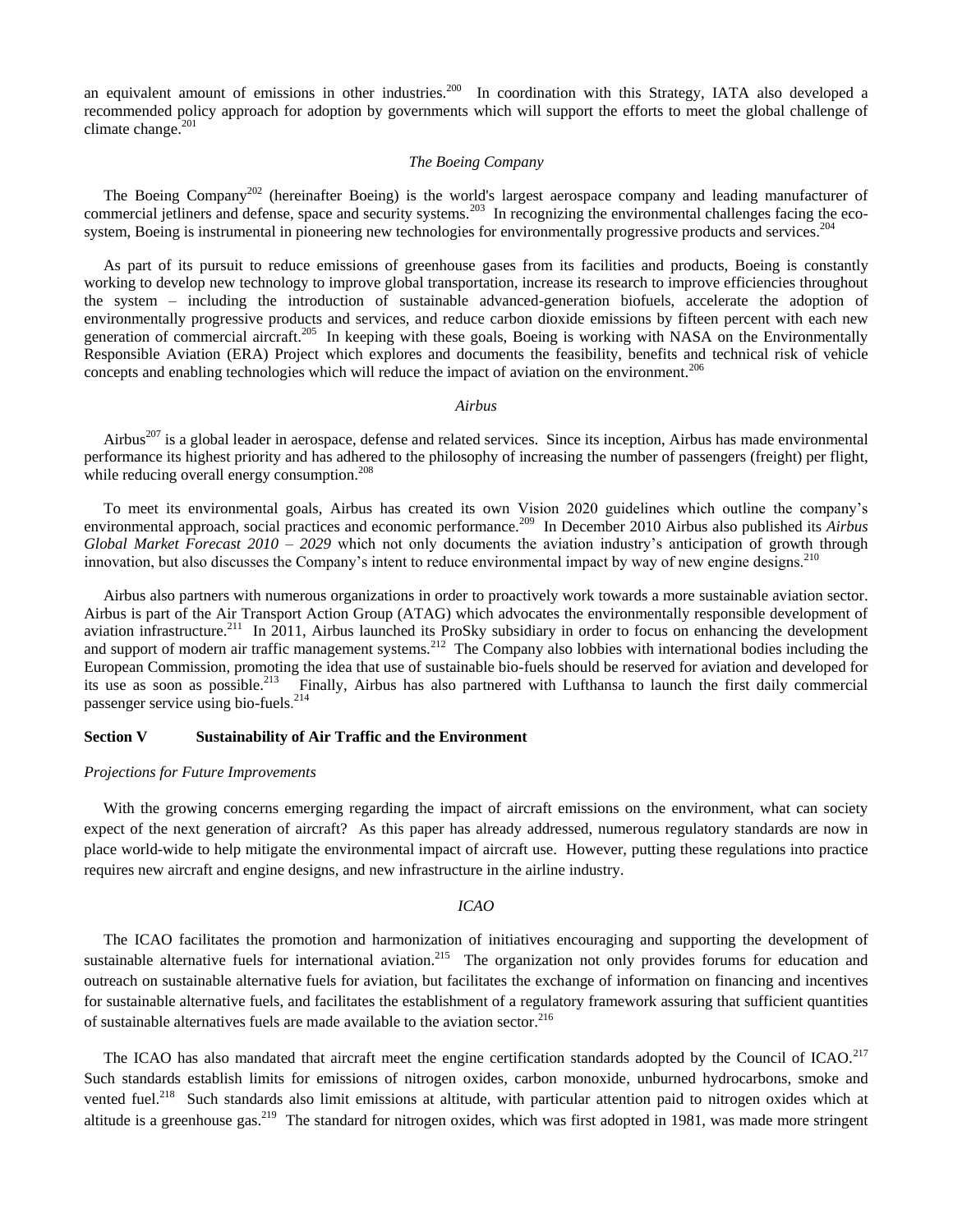an equivalent amount of emissions in other industries.[200] In coordination with this Strategy, IATA also developed a recommended policy approach for adoption by governments which will support the efforts to meet the global challenge of climate change.[201]

### *The Boeing Company*

The Boeing Company[202] (hereinafter Boeing) is the world's largest aerospace company and leading manufacturer of commercial jetliners and defense, space and security systems.[203] In recognizing the environmental challenges facing the eco-system, Boeing is instrumental in pioneering new technologies for environmentally progressive products and services.[204]

As part of its pursuit to reduce emissions of greenhouse gases from its facilities and products, Boeing is constantly working to develop new technology to improve global transportation, increase its research to improve efficiencies throughout the system – including the introduction of sustainable advanced-generation biofuels, accelerate the adoption of environmentally progressive products and services, and reduce carbon dioxide emissions by fifteen percent with each new generation of commercial aircraft.[205] In keeping with these goals, Boeing is working with NASA on the Environmentally Responsible Aviation (ERA) Project which explores and documents the feasibility, benefits and technical risk of vehicle concepts and enabling technologies which will reduce the impact of aviation on the environment.[206]

### *Airbus*

Airbus[207] is a global leader in aerospace, defense and related services. Since its inception, Airbus has made environmental performance its highest priority and has adhered to the philosophy of increasing the number of passengers (freight) per flight, while reducing overall energy consumption.[208]

To meet its environmental goals, Airbus has created its own Vision 2020 guidelines which outline the company's environmental approach, social practices and economic performance.[209] In December 2010 Airbus also published its *Airbus Global Market Forecast 2010 – 2029* which not only documents the aviation industry's anticipation of growth through innovation, but also discusses the Company's intent to reduce environmental impact by way of new engine designs.[210]

Airbus also partners with numerous organizations in order to proactively work towards a more sustainable aviation sector. Airbus is part of the Air Transport Action Group (ATAG) which advocates the environmentally responsible development of aviation infrastructure.[211] In 2011, Airbus launched its ProSky subsidiary in order to focus on enhancing the development and support of modern air traffic management systems.[212] The Company also lobbies with international bodies including the European Commission, promoting the idea that use of sustainable bio-fuels should be reserved for aviation and developed for its use as soon as possible.[213] Finally, Airbus has also partnered with Lufthansa to launch the first daily commercial passenger service using bio-fuels.[214]

## Section V Sustainability of Air Traffic and the Environment

### *Projections for Future Improvements*

With the growing concerns emerging regarding the impact of aircraft emissions on the environment, what can society expect of the next generation of aircraft? As this paper has already addressed, numerous regulatory standards are now in place world-wide to help mitigate the environmental impact of aircraft use. However, putting these regulations into practice requires new aircraft and engine designs, and new infrastructure in the airline industry.

### *ICAO*

The ICAO facilitates the promotion and harmonization of initiatives encouraging and supporting the development of sustainable alternative fuels for international aviation.[215] The organization not only provides forums for education and outreach on sustainable alternative fuels for aviation, but facilitates the exchange of information on financing and incentives for sustainable alternative fuels, and facilitates the establishment of a regulatory framework assuring that sufficient quantities of sustainable alternatives fuels are made available to the aviation sector.[216]

The ICAO has also mandated that aircraft meet the engine certification standards adopted by the Council of ICAO.[217] Such standards establish limits for emissions of nitrogen oxides, carbon monoxide, unburned hydrocarbons, smoke and vented fuel.[218] Such standards also limit emissions at altitude, with particular attention paid to nitrogen oxides which at altitude is a greenhouse gas.[219] The standard for nitrogen oxides, which was first adopted in 1981, was made more stringent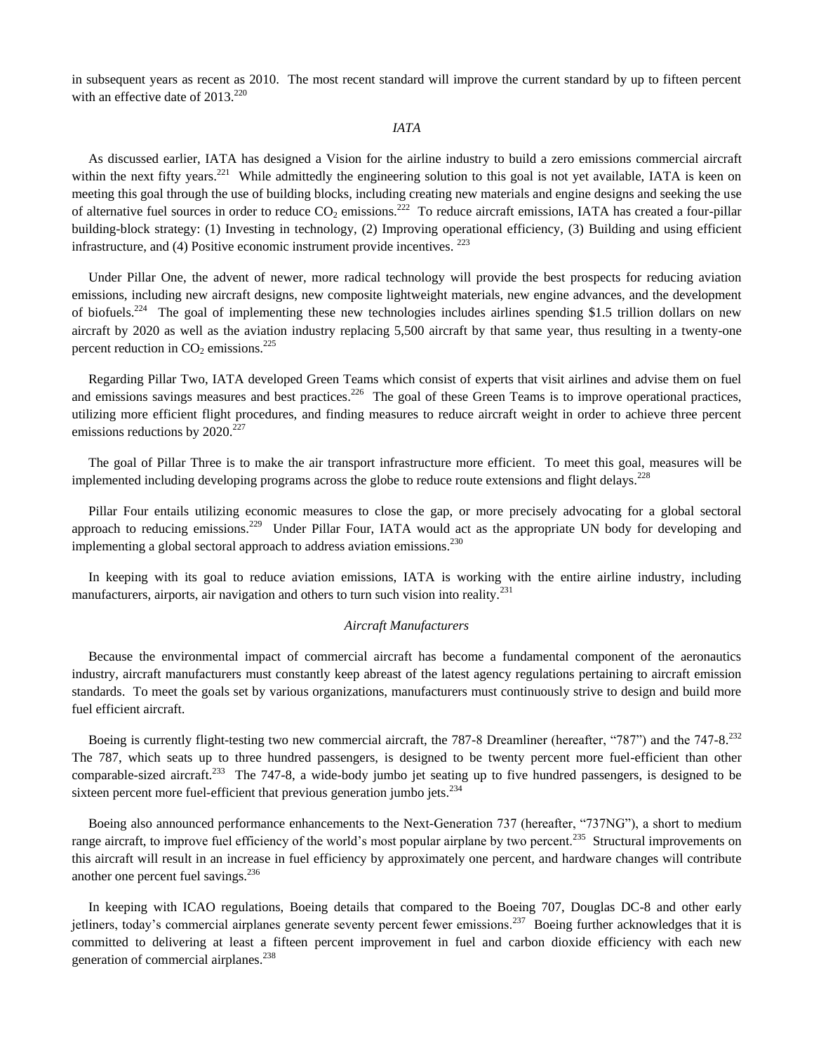in subsequent years as recent as 2010. The most recent standard will improve the current standard by up to fifteen percent with an effective date of 2013.[220]

### *IATA*

As discussed earlier, IATA has designed a Vision for the airline industry to build a zero emissions commercial aircraft within the next fifty years.[221] While admittedly the engineering solution to this goal is not yet available, IATA is keen on meeting this goal through the use of building blocks, including creating new materials and engine designs and seeking the use of alternative fuel sources in order to reduce $CO_2$ emissions.[222] To reduce aircraft emissions, IATA has created a four-pillar building-block strategy: (1) Investing in technology, (2) Improving operational efficiency, (3) Building and using efficient infrastructure, and (4) Positive economic instrument provide incentives.[223]

Under Pillar One, the advent of newer, more radical technology will provide the best prospects for reducing aviation emissions, including new aircraft designs, new composite lightweight materials, new engine advances, and the development of biofuels.[224] The goal of implementing these new technologies includes airlines spending $1.5 trillion dollars on new aircraft by 2020 as well as the aviation industry replacing 5,500 aircraft by that same year, thus resulting in a twenty-one percent reduction in $CO_2$ emissions.[225]

Regarding Pillar Two, IATA developed Green Teams which consist of experts that visit airlines and advise them on fuel and emissions savings measures and best practices.[226] The goal of these Green Teams is to improve operational practices, utilizing more efficient flight procedures, and finding measures to reduce aircraft weight in order to achieve three percent emissions reductions by 2020.[227]

The goal of Pillar Three is to make the air transport infrastructure more efficient. To meet this goal, measures will be implemented including developing programs across the globe to reduce route extensions and flight delays.[228]

Pillar Four entails utilizing economic measures to close the gap, or more precisely advocating for a global sectoral approach to reducing emissions.[229] Under Pillar Four, IATA would act as the appropriate UN body for developing and implementing a global sectoral approach to address aviation emissions.[230]

In keeping with its goal to reduce aviation emissions, IATA is working with the entire airline industry, including manufacturers, airports, air navigation and others to turn such vision into reality.[231]

### *Aircraft Manufacturers*

Because the environmental impact of commercial aircraft has become a fundamental component of the aeronautics industry, aircraft manufacturers must constantly keep abreast of the latest agency regulations pertaining to aircraft emission standards. To meet the goals set by various organizations, manufacturers must continuously strive to design and build more fuel efficient aircraft.

Boeing is currently flight-testing two new commercial aircraft, the 787-8 Dreamliner (hereafter, "787") and the 747-8.[232] The 787, which seats up to three hundred passengers, is designed to be twenty percent more fuel-efficient than other comparable-sized aircraft.[233] The 747-8, a wide-body jumbo jet seating up to five hundred passengers, is designed to be sixteen percent more fuel-efficient that previous generation jumbo jets.[234]

Boeing also announced performance enhancements to the Next-Generation 737 (hereafter, "737NG"), a short to medium range aircraft, to improve fuel efficiency of the world's most popular airplane by two percent.[235] Structural improvements on this aircraft will result in an increase in fuel efficiency by approximately one percent, and hardware changes will contribute another one percent fuel savings.[236]

In keeping with ICAO regulations, Boeing details that compared to the Boeing 707, Douglas DC-8 and other early jetliners, today's commercial airplanes generate seventy percent fewer emissions.[237] Boeing further acknowledges that it is committed to delivering at least a fifteen percent improvement in fuel and carbon dioxide efficiency with each new generation of commercial airplanes.[238]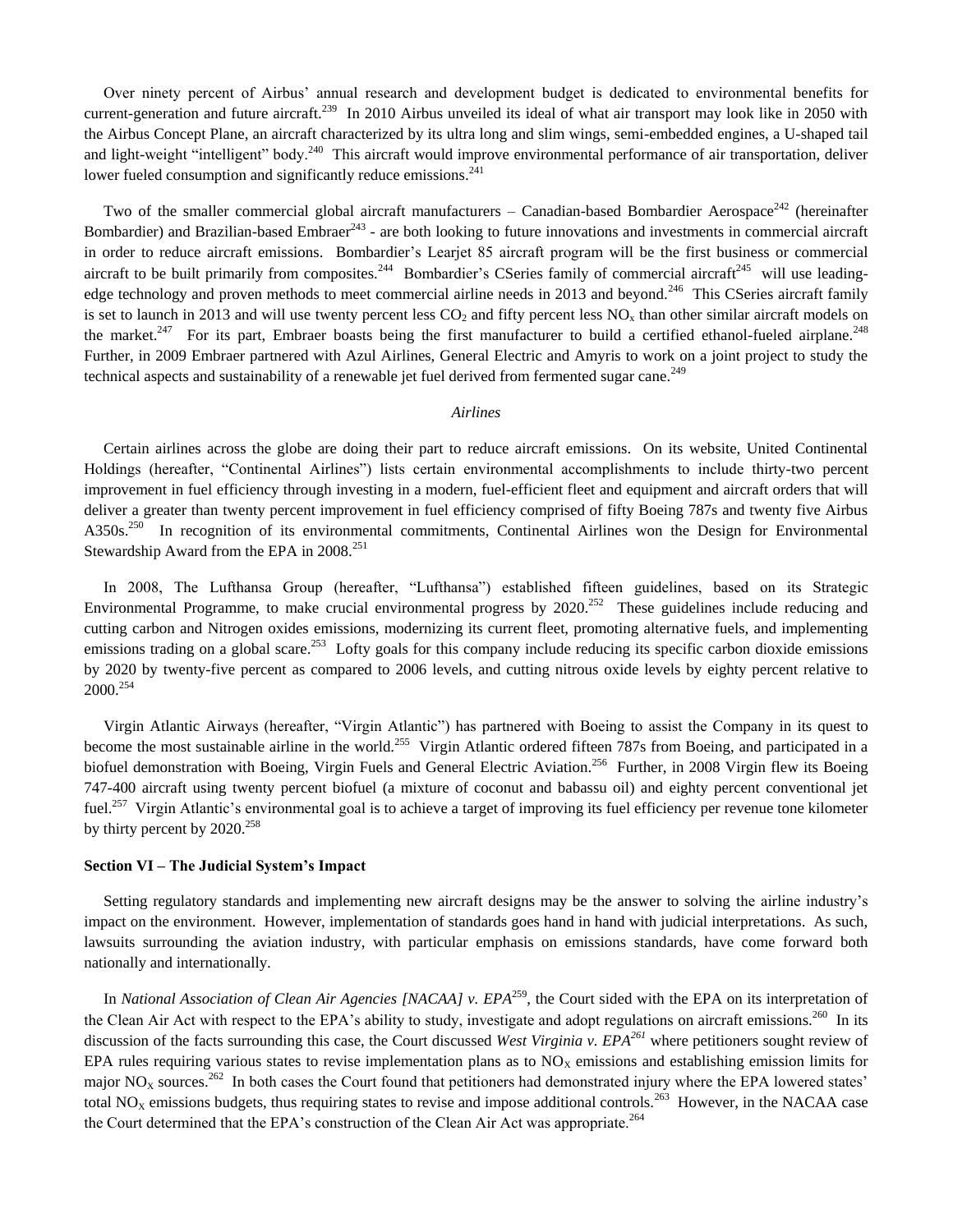Over ninety percent of Airbus' annual research and development budget is dedicated to environmental benefits for current-generation and future aircraft.[239] In 2010 Airbus unveiled its ideal of what air transport may look like in 2050 with the Airbus Concept Plane, an aircraft characterized by its ultra long and slim wings, semi-embedded engines, a U-shaped tail and light-weight "intelligent" body.[240] This aircraft would improve environmental performance of air transportation, deliver lower fueled consumption and significantly reduce emissions.[241]

Two of the smaller commercial global aircraft manufacturers – Canadian-based Bombardier Aerospace[242] (hereinafter Bombardier) and Brazilian-based Embraer[243] - are both looking to future innovations and investments in commercial aircraft in order to reduce aircraft emissions. Bombardier's Learjet 85 aircraft program will be the first business or commercial aircraft to be built primarily from composites.[244] Bombardier's CSeries family of commercial aircraft[245] will use leading-edge technology and proven methods to meet commercial airline needs in 2013 and beyond.[246] This CSeries aircraft family is set to launch in 2013 and will use twenty percent less $CO_2$ and fifty percent less $NO_x$ than other similar aircraft models on the market.[247] For its part, Embraer boasts being the first manufacturer to build a certified ethanol-fueled airplane.[248] Further, in 2009 Embraer partnered with Azul Airlines, General Electric and Amyris to work on a joint project to study the technical aspects and sustainability of a renewable jet fuel derived from fermented sugar cane.[249]

*Airlines*

Certain airlines across the globe are doing their part to reduce aircraft emissions. On its website, United Continental Holdings (hereafter, "Continental Airlines") lists certain environmental accomplishments to include thirty-two percent improvement in fuel efficiency through investing in a modern, fuel-efficient fleet and equipment and aircraft orders that will deliver a greater than twenty percent improvement in fuel efficiency comprised of fifty Boeing 787s and twenty five Airbus A350s.[250] In recognition of its environmental commitments, Continental Airlines won the Design for Environmental Stewardship Award from the EPA in 2008.[251]

In 2008, The Lufthansa Group (hereafter, "Lufthansa") established fifteen guidelines, based on its Strategic Environmental Programme, to make crucial environmental progress by 2020.[252] These guidelines include reducing and cutting carbon and Nitrogen oxides emissions, modernizing its current fleet, promoting alternative fuels, and implementing emissions trading on a global scare.[253] Lofty goals for this company include reducing its specific carbon dioxide emissions by 2020 by twenty-five percent as compared to 2006 levels, and cutting nitrous oxide levels by eighty percent relative to 2000.[254]

Virgin Atlantic Airways (hereafter, "Virgin Atlantic") has partnered with Boeing to assist the Company in its quest to become the most sustainable airline in the world.[255] Virgin Atlantic ordered fifteen 787s from Boeing, and participated in a biofuel demonstration with Boeing, Virgin Fuels and General Electric Aviation.[256] Further, in 2008 Virgin flew its Boeing 747-400 aircraft using twenty percent biofuel (a mixture of coconut and babassu oil) and eighty percent conventional jet fuel.[257] Virgin Atlantic's environmental goal is to achieve a target of improving its fuel efficiency per revenue tone kilometer by thirty percent by 2020.[258]

**Section VI – The Judicial System's Impact**

Setting regulatory standards and implementing new aircraft designs may be the answer to solving the airline industry's impact on the environment. However, implementation of standards goes hand in hand with judicial interpretations. As such, lawsuits surrounding the aviation industry, with particular emphasis on emissions standards, have come forward both nationally and internationally.

In *National Association of Clean Air Agencies [NACAA] v. EPA*[259], the Court sided with the EPA on its interpretation of the Clean Air Act with respect to the EPA's ability to study, investigate and adopt regulations on aircraft emissions.[260] In its discussion of the facts surrounding this case, the Court discussed *West Virginia v. EPA*[261] where petitioners sought review of EPA rules requiring various states to revise implementation plans as to $NO_X$ emissions and establishing emission limits for major $NO_X$ sources.[262] In both cases the Court found that petitioners had demonstrated injury where the EPA lowered states' total $NO_X$ emissions budgets, thus requiring states to revise and impose additional controls.[263] However, in the NACAA case the Court determined that the EPA's construction of the Clean Air Act was appropriate.[264]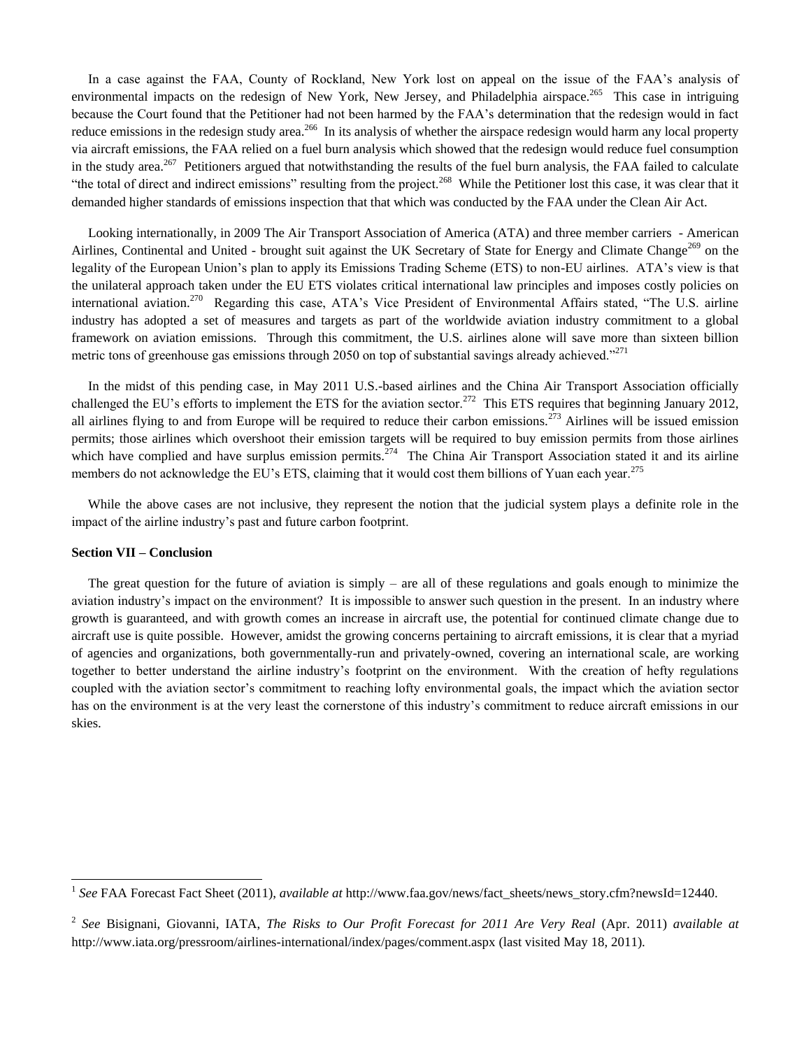In a case against the FAA, County of Rockland, New York lost on appeal on the issue of the FAA's analysis of environmental impacts on the redesign of New York, New Jersey, and Philadelphia airspace.[265] This case in intriguing because the Court found that the Petitioner had not been harmed by the FAA's determination that the redesign would in fact reduce emissions in the redesign study area.[266] In its analysis of whether the airspace redesign would harm any local property via aircraft emissions, the FAA relied on a fuel burn analysis which showed that the redesign would reduce fuel consumption in the study area.[267] Petitioners argued that notwithstanding the results of the fuel burn analysis, the FAA failed to calculate "the total of direct and indirect emissions" resulting from the project.[268] While the Petitioner lost this case, it was clear that it demanded higher standards of emissions inspection that that which was conducted by the FAA under the Clean Air Act.

Looking internationally, in 2009 The Air Transport Association of America (ATA) and three member carriers - American Airlines, Continental and United - brought suit against the UK Secretary of State for Energy and Climate Change[269] on the legality of the European Union's plan to apply its Emissions Trading Scheme (ETS) to non-EU airlines. ATA's view is that the unilateral approach taken under the EU ETS violates critical international law principles and imposes costly policies on international aviation.[270] Regarding this case, ATA's Vice President of Environmental Affairs stated, "The U.S. airline industry has adopted a set of measures and targets as part of the worldwide aviation industry commitment to a global framework on aviation emissions. Through this commitment, the U.S. airlines alone will save more than sixteen billion metric tons of greenhouse gas emissions through 2050 on top of substantial savings already achieved."[271]

In the midst of this pending case, in May 2011 U.S.-based airlines and the China Air Transport Association officially challenged the EU's efforts to implement the ETS for the aviation sector.[272] This ETS requires that beginning January 2012, all airlines flying to and from Europe will be required to reduce their carbon emissions.[273] Airlines will be issued emission permits; those airlines which overshoot their emission targets will be required to buy emission permits from those airlines which have complied and have surplus emission permits.[274] The China Air Transport Association stated it and its airline members do not acknowledge the EU's ETS, claiming that it would cost them billions of Yuan each year.[275]

While the above cases are not inclusive, they represent the notion that the judicial system plays a definite role in the impact of the airline industry's past and future carbon footprint.

**Section VII – Conclusion**

The great question for the future of aviation is simply – are all of these regulations and goals enough to minimize the aviation industry's impact on the environment? It is impossible to answer such question in the present. In an industry where growth is guaranteed, and with growth comes an increase in aircraft use, the potential for continued climate change due to aircraft use is quite possible. However, amidst the growing concerns pertaining to aircraft emissions, it is clear that a myriad of agencies and organizations, both governmentally-run and privately-owned, covering an international scale, are working together to better understand the airline industry's footprint on the environment. With the creation of hefty regulations coupled with the aviation sector's commitment to reaching lofty environmental goals, the impact which the aviation sector has on the environment is at the very least the cornerstone of this industry's commitment to reduce aircraft emissions in our skies.

---

[1] *See* FAA Forecast Fact Sheet (2011), *available at* http://www.faa.gov/news/fact_sheets/news_story.cfm?newsId=12440.

[2] *See* Bisignani, Giovanni, IATA, *The Risks to Our Profit Forecast for 2011 Are Very Real* (Apr. 2011) *available at* http://www.iata.org/pressroom/airlines-international/index/pages/comment.aspx (last visited May 18, 2011).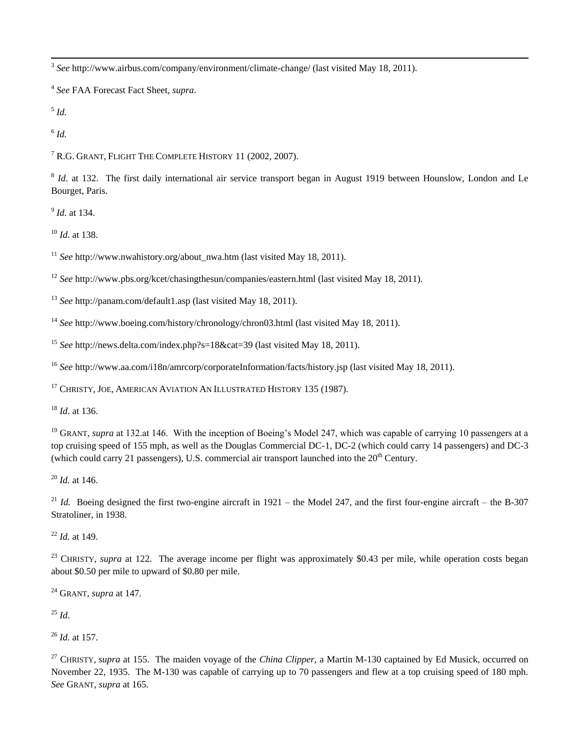[3] *See* http://www.airbus.com/company/environment/climate-change/ (last visited May 18, 2011).

[4] *See* FAA Forecast Fact Sheet, *supra*.

[5] *Id.*

[6] *Id.*

[7] R.G. GRANT, FLIGHT THE COMPLETE HISTORY 11 (2002, 2007).

[8] *Id*. at 132. The first daily international air service transport began in August 1919 between Hounslow, London and Le Bourget, Paris.

[9] *Id*. at 134.

[10] *Id*. at 138.

[11] *See* http://www.nwahistory.org/about_nwa.htm (last visited May 18, 2011).

[12] *See* http://www.pbs.org/kcet/chasingthesun/companies/eastern.html (last visited May 18, 2011).

[13] *See* http://panam.com/default1.asp (last visited May 18, 2011).

[14] *See* http://www.boeing.com/history/chronology/chron03.html (last visited May 18, 2011).

[15] *See* http://news.delta.com/index.php?s=18&cat=39 (last visited May 18, 2011).

[16] *See* http://www.aa.com/i18n/amrcorp/corporateInformation/facts/history.jsp (last visited May 18, 2011).

[17] CHRISTY, JOE, AMERICAN AVIATION AN ILLUSTRATED HISTORY 135 (1987).

[18] *Id*. at 136.

[19] GRANT, *supra* at 132.at 146. With the inception of Boeing's Model 247, which was capable of carrying 10 passengers at a top cruising speed of 155 mph, as well as the Douglas Commercial DC-1, DC-2 (which could carry 14 passengers) and DC-3 (which could carry 21 passengers), U.S. commercial air transport launched into the 20th Century.

[20] *Id.* at 146.

[21] *Id.* Boeing designed the first two-engine aircraft in 1921 – the Model 247, and the first four-engine aircraft – the B-307 Stratoliner, in 1938.

[22] *Id.* at 149.

[23] CHRISTY, *supra* at 122. The average income per flight was approximately $0.43 per mile, while operation costs began about $0.50 per mile to upward of $0.80 per mile.

[24] GRANT, *supra* at 147.

[25] *Id*.

[26] *Id.* at 157.

[27] CHRISTY, *supra* at 155. The maiden voyage of the *China Clipper*, a Martin M-130 captained by Ed Musick, occurred on November 22, 1935. The M-130 was capable of carrying up to 70 passengers and flew at a top cruising speed of 180 mph. *See* GRANT, *supra* at 165.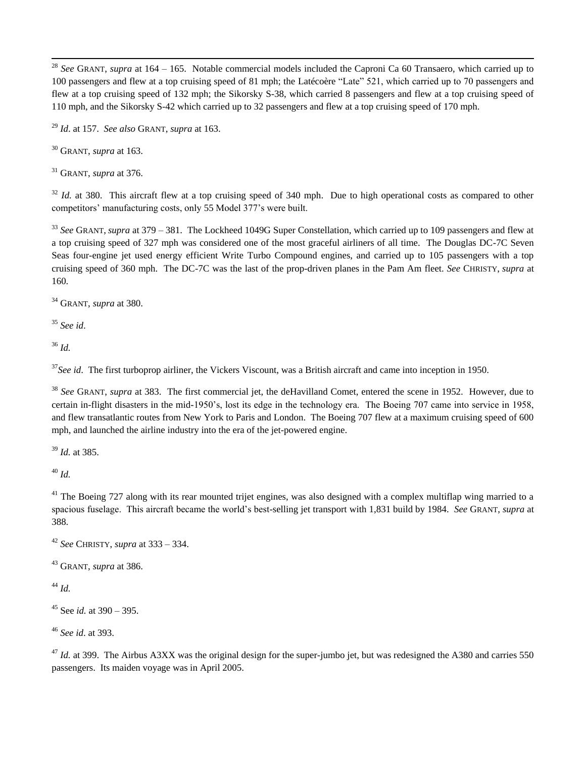[28] *See* GRANT, *supra* at 164 – 165. Notable commercial models included the Caproni Ca 60 Transaero, which carried up to 100 passengers and flew at a top cruising speed of 81 mph; the Latécoère "Late" 521, which carried up to 70 passengers and flew at a top cruising speed of 132 mph; the Sikorsky S-38, which carried 8 passengers and flew at a top cruising speed of 110 mph, and the Sikorsky S-42 which carried up to 32 passengers and flew at a top cruising speed of 170 mph.

[29] *Id*. at 157. *See also* GRANT, *supra* at 163.

[30] GRANT, *supra* at 163.

[31] GRANT, *supra* at 376.

[32] *Id.* at 380. This aircraft flew at a top cruising speed of 340 mph. Due to high operational costs as compared to other competitors' manufacturing costs, only 55 Model 377's were built.

[33] *See* GRANT, *supra* at 379 – 381. The Lockheed 1049G Super Constellation, which carried up to 109 passengers and flew at a top cruising speed of 327 mph was considered one of the most graceful airliners of all time. The Douglas DC-7C Seven Seas four-engine jet used energy efficient Write Turbo Compound engines, and carried up to 105 passengers with a top cruising speed of 360 mph. The DC-7C was the last of the prop-driven planes in the Pam Am fleet. *See* CHRISTY, *supra* at 160.

[34] GRANT, *supra* at 380.

[35] *See id*.

[36] *Id.*

[37] *See id*. The first turboprop airliner, the Vickers Viscount, was a British aircraft and came into inception in 1950.

[38] *See* GRANT, *supra* at 383. The first commercial jet, the deHavilland Comet, entered the scene in 1952. However, due to certain in-flight disasters in the mid-1950's, lost its edge in the technology era. The Boeing 707 came into service in 1958, and flew transatlantic routes from New York to Paris and London. The Boeing 707 flew at a maximum cruising speed of 600 mph, and launched the airline industry into the era of the jet-powered engine.

[39] *Id.* at 385.

[40] *Id.*

[41] The Boeing 727 along with its rear mounted trijet engines, was also designed with a complex multiflap wing married to a spacious fuselage. This aircraft became the world's best-selling jet transport with 1,831 build by 1984. *See* GRANT, *supra* at 388.

[42] *See* CHRISTY, *supra* at 333 – 334.

[43] GRANT, *supra* at 386.

[44] *Id.*

[45] See *id.* at 390 – 395.

[46] *See id*. at 393.

[47] *Id.* at 399. The Airbus A3XX was the original design for the super-jumbo jet, but was redesigned the A380 and carries 550 passengers. Its maiden voyage was in April 2005.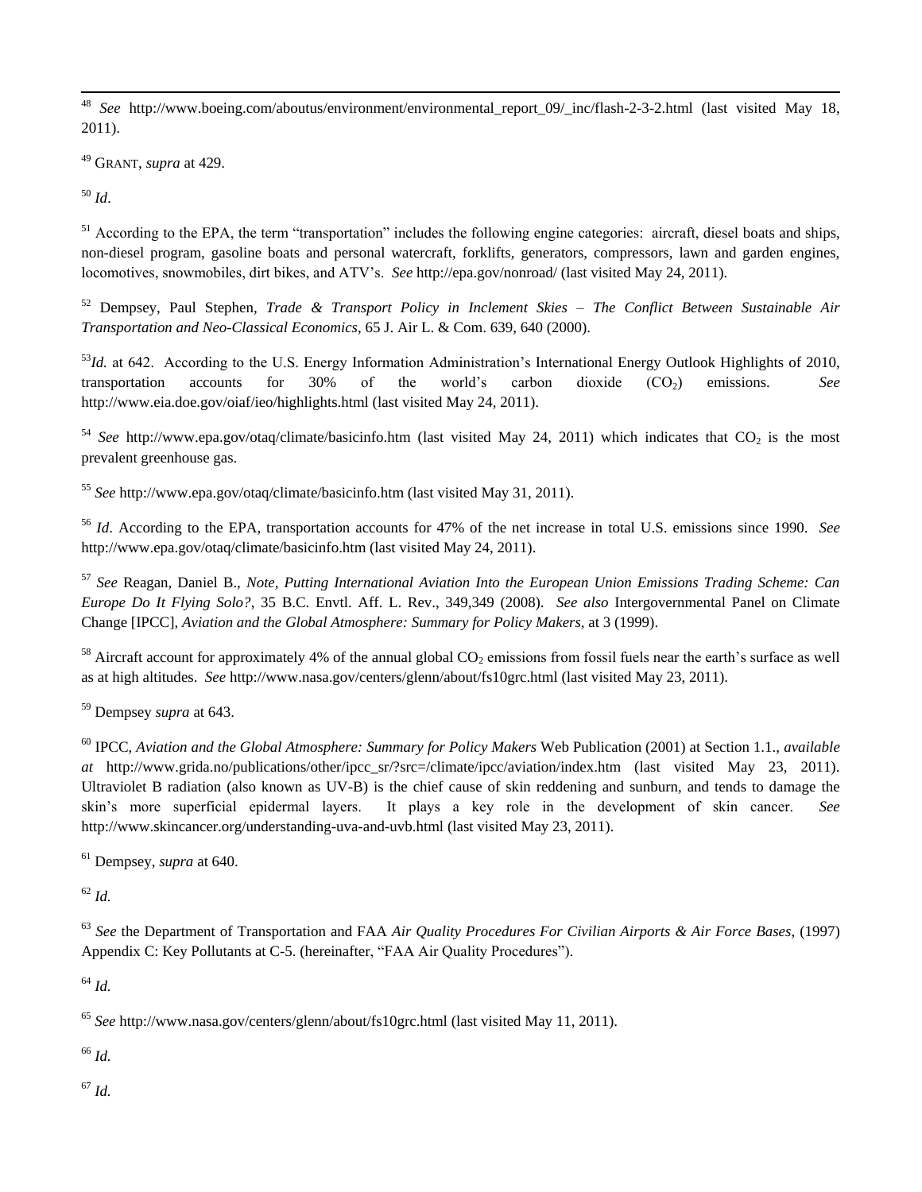[48] *See* http://www.boeing.com/aboutus/environment/environmental_report_09/_inc/flash-2-3-2.html (last visited May 18, 2011).

[49] GRANT, *supra* at 429.

[50] *Id*.

[51] According to the EPA, the term "transportation" includes the following engine categories: aircraft, diesel boats and ships, non-diesel program, gasoline boats and personal watercraft, forklifts, generators, compressors, lawn and garden engines, locomotives, snowmobiles, dirt bikes, and ATV's. *See* http://epa.gov/nonroad/ (last visited May 24, 2011).

[52] Dempsey, Paul Stephen, *Trade & Transport Policy in Inclement Skies – The Conflict Between Sustainable Air Transportation and Neo-Classical Economics*, 65 J. Air L. & Com. 639, 640 (2000).

[53] *Id.* at 642. According to the U.S. Energy Information Administration's International Energy Outlook Highlights of 2010, transportation accounts for 30% of the world's carbon dioxide ($CO_2$) emissions. *See* http://www.eia.doe.gov/oiaf/ieo/highlights.html (last visited May 24, 2011).

[54] *See* http://www.epa.gov/otaq/climate/basicinfo.htm (last visited May 24, 2011) which indicates that $CO_2$ is the most prevalent greenhouse gas.

[55] *See* http://www.epa.gov/otaq/climate/basicinfo.htm (last visited May 31, 2011).

[56] *Id*. According to the EPA, transportation accounts for 47% of the net increase in total U.S. emissions since 1990. *See* http://www.epa.gov/otaq/climate/basicinfo.htm (last visited May 24, 2011).

[57] *See* Reagan, Daniel B., *Note, Putting International Aviation Into the European Union Emissions Trading Scheme: Can Europe Do It Flying Solo?*, 35 B.C. Envtl. Aff. L. Rev., 349,349 (2008). *See also* Intergovernmental Panel on Climate Change [IPCC], *Aviation and the Global Atmosphere: Summary for Policy Makers*, at 3 (1999).

[58] Aircraft account for approximately 4% of the annual global $CO_2$ emissions from fossil fuels near the earth's surface as well as at high altitudes. *See* http://www.nasa.gov/centers/glenn/about/fs10grc.html (last visited May 23, 2011).

[59] Dempsey *supra* at 643.

[60] IPCC, *Aviation and the Global Atmosphere: Summary for Policy Makers* Web Publication (2001) at Section 1.1., *available at* http://www.grida.no/publications/other/ipcc_sr/?src=/climate/ipcc/aviation/index.htm (last visited May 23, 2011). Ultraviolet B radiation (also known as UV-B) is the chief cause of skin reddening and sunburn, and tends to damage the skin's more superficial epidermal layers. It plays a key role in the development of skin cancer. *See* http://www.skincancer.org/understanding-uva-and-uvb.html (last visited May 23, 2011).

[61] Dempsey, *supra* at 640.

[62] *Id.*

[63] *See* the Department of Transportation and FAA *Air Quality Procedures For Civilian Airports & Air Force Bases*, (1997) Appendix C: Key Pollutants at C-5. (hereinafter, "FAA Air Quality Procedures").

[64] *Id.*

[65] *See* http://www.nasa.gov/centers/glenn/about/fs10grc.html (last visited May 11, 2011).

[66] *Id.*

[67] *Id.*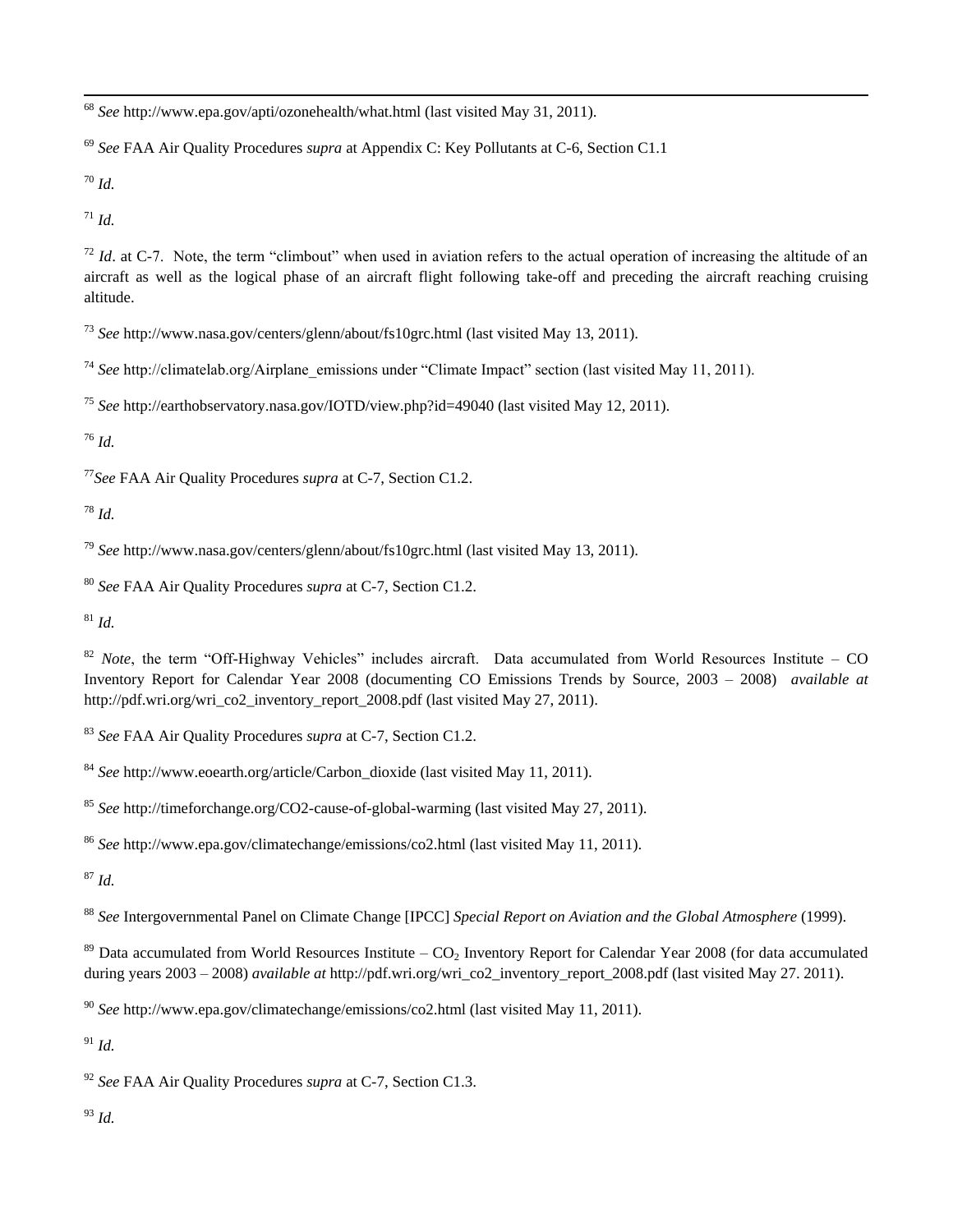[68] *See* http://www.epa.gov/apti/ozonehealth/what.html (last visited May 31, 2011).

[69] *See* FAA Air Quality Procedures *supra* at Appendix C: Key Pollutants at C-6, Section C1.1

[70] *Id.*

[71] *Id.*

[72] *Id*. at C-7. Note, the term "climbout" when used in aviation refers to the actual operation of increasing the altitude of an aircraft as well as the logical phase of an aircraft flight following take-off and preceding the aircraft reaching cruising altitude.

[73] *See* http://www.nasa.gov/centers/glenn/about/fs10grc.html (last visited May 13, 2011).

[74] *See* http://climatelab.org/Airplane_emissions under "Climate Impact" section (last visited May 11, 2011).

[75] *See* http://earthobservatory.nasa.gov/IOTD/view.php?id=49040 (last visited May 12, 2011).

[76] *Id.*

[77] *See* FAA Air Quality Procedures *supra* at C-7, Section C1.2.

[78] *Id.*

[79] *See* http://www.nasa.gov/centers/glenn/about/fs10grc.html (last visited May 13, 2011).

[80] *See* FAA Air Quality Procedures *supra* at C-7, Section C1.2.

[81] *Id.*

[82] *Note*, the term "Off-Highway Vehicles" includes aircraft. Data accumulated from World Resources Institute – CO Inventory Report for Calendar Year 2008 (documenting CO Emissions Trends by Source, 2003 – 2008) *available at* http://pdf.wri.org/wri_co2_inventory_report_2008.pdf (last visited May 27, 2011).

[83] *See* FAA Air Quality Procedures *supra* at C-7, Section C1.2.

[84] *See* http://www.eoearth.org/article/Carbon_dioxide (last visited May 11, 2011).

[85] *See* http://timeforchange.org/CO2-cause-of-global-warming (last visited May 27, 2011).

[86] *See* http://www.epa.gov/climatechange/emissions/co2.html (last visited May 11, 2011).

[87] *Id.*

[88] *See* Intergovernmental Panel on Climate Change [IPCC] *Special Report on Aviation and the Global Atmosphere* (1999).

[89] Data accumulated from World Resources Institute – $CO_2$ Inventory Report for Calendar Year 2008 (for data accumulated during years 2003 – 2008) *available at* http://pdf.wri.org/wri_co2_inventory_report_2008.pdf (last visited May 27. 2011).

[90] *See* http://www.epa.gov/climatechange/emissions/co2.html (last visited May 11, 2011).

[91] *Id.*

[92] *See* FAA Air Quality Procedures *supra* at C-7, Section C1.3.

[93] *Id.*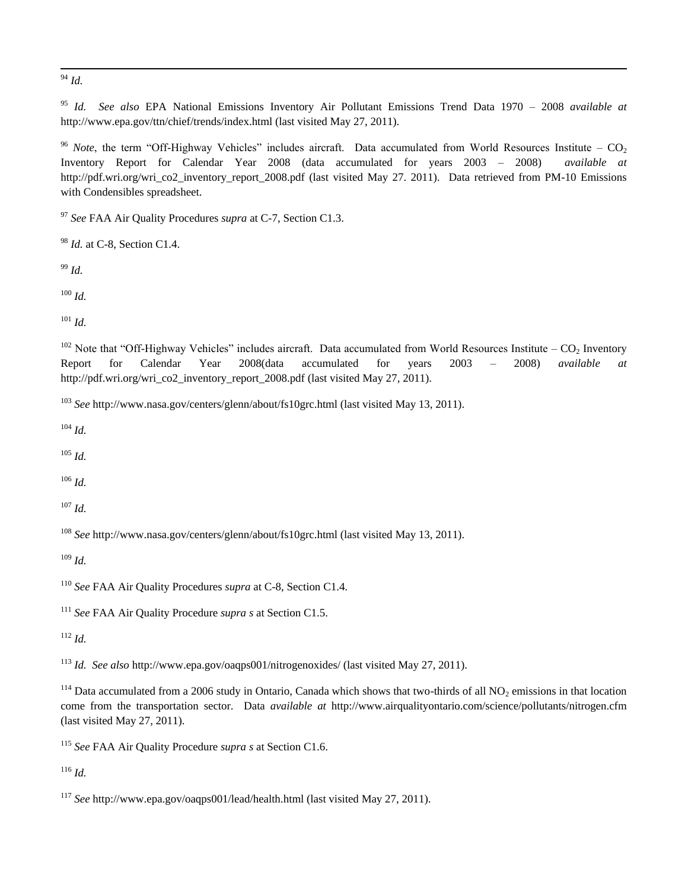[94] *Id.*

[95] *Id.* *See also* EPA National Emissions Inventory Air Pollutant Emissions Trend Data 1970 – 2008 *available at* http://www.epa.gov/ttn/chief/trends/index.html (last visited May 27, 2011).

[96] *Note*, the term "Off-Highway Vehicles" includes aircraft. Data accumulated from World Resources Institute – $CO_2$ Inventory Report for Calendar Year 2008 (data accumulated for years 2003 – 2008) *available at* http://pdf.wri.org/wri_co2_inventory_report_2008.pdf (last visited May 27. 2011). Data retrieved from PM-10 Emissions with Condensibles spreadsheet.

[97] *See* FAA Air Quality Procedures *supra* at C-7, Section C1.3.

[98] *Id.* at C-8, Section C1.4.

[99] *Id.*

[100] *Id.*

[101] *Id.*

[102] Note that "Off-Highway Vehicles" includes aircraft. Data accumulated from World Resources Institute – $CO_2$ Inventory Report for Calendar Year 2008(data accumulated for years 2003 – 2008) *available at* http://pdf.wri.org/wri_co2_inventory_report_2008.pdf (last visited May 27, 2011).

[103] *See* http://www.nasa.gov/centers/glenn/about/fs10grc.html (last visited May 13, 2011).

[104] *Id.*

[105] *Id.*

[106] *Id.*

[107] *Id.*

[108] *See* http://www.nasa.gov/centers/glenn/about/fs10grc.html (last visited May 13, 2011).

[109] *Id.*

[110] *See* FAA Air Quality Procedures *supra* at C-8, Section C1.4.

[111] *See* FAA Air Quality Procedure *supra s* at Section C1.5.

[112] *Id.*

[113] *Id.* *See also* http://www.epa.gov/oaqps001/nitrogenoxides/ (last visited May 27, 2011).

[114] Data accumulated from a 2006 study in Ontario, Canada which shows that two-thirds of all $NO_2$ emissions in that location come from the transportation sector. Data *available at* http://www.airqualityontario.com/science/pollutants/nitrogen.cfm (last visited May 27, 2011).

[115] *See* FAA Air Quality Procedure *supra s* at Section C1.6.

[116] *Id.*

[117] *See* http://www.epa.gov/oaqps001/lead/health.html (last visited May 27, 2011).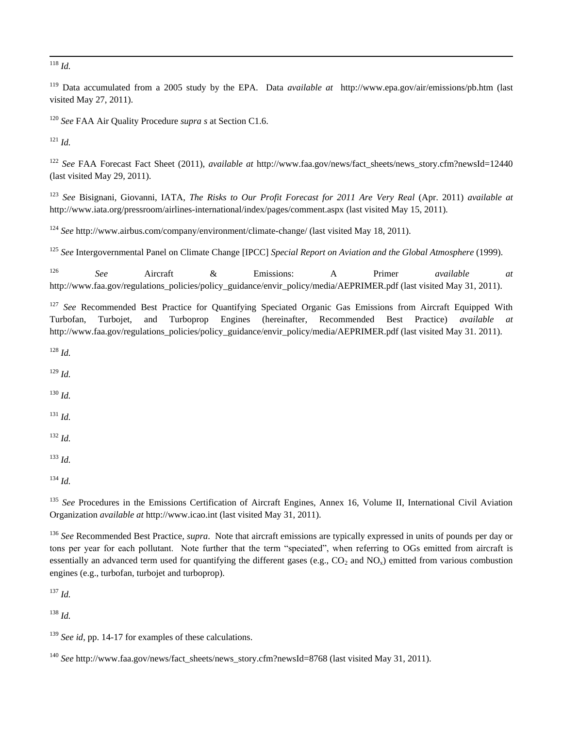[118] *Id.*

[119] Data accumulated from a 2005 study by the EPA. Data *available at* http://www.epa.gov/air/emissions/pb.htm (last visited May 27, 2011).

[120] *See* FAA Air Quality Procedure *supra s* at Section C1.6.

[121] *Id.*

[122] *See* FAA Forecast Fact Sheet (2011), *available at* http://www.faa.gov/news/fact_sheets/news_story.cfm?newsId=12440 (last visited May 29, 2011).

[123] *See* Bisignani, Giovanni, IATA, *The Risks to Our Profit Forecast for 2011 Are Very Real* (Apr. 2011) *available at* http://www.iata.org/pressroom/airlines-international/index/pages/comment.aspx (last visited May 15, 2011).

[124] *See* http://www.airbus.com/company/environment/climate-change/ (last visited May 18, 2011).

[125] *See* Intergovernmental Panel on Climate Change [IPCC] *Special Report on Aviation and the Global Atmosphere* (1999).

[126] *See* Aircraft & Emissions: A Primer *available at* http://www.faa.gov/regulations_policies/policy_guidance/envir_policy/media/AEPRIMER.pdf (last visited May 31, 2011).

[127] *See* Recommended Best Practice for Quantifying Speciated Organic Gas Emissions from Aircraft Equipped With Turbofan, Turbojet, and Turboprop Engines (hereinafter, Recommended Best Practice) *available at* http://www.faa.gov/regulations_policies/policy_guidance/envir_policy/media/AEPRIMER.pdf (last visited May 31. 2011).

[128] *Id.*

[129] *Id.*

[130] *Id.*

[131] *Id.*

[132] *Id.*

[133] *Id.*

[134] *Id.*

[135] *See* Procedures in the Emissions Certification of Aircraft Engines, Annex 16, Volume II, International Civil Aviation Organization *available at* http://www.icao.int (last visited May 31, 2011).

[136] *See* Recommended Best Practice, *supra*. Note that aircraft emissions are typically expressed in units of pounds per day or tons per year for each pollutant. Note further that the term "speciated", when referring to OGs emitted from aircraft is essentially an advanced term used for quantifying the different gases (e.g., $CO_2$ and $NO_x$) emitted from various combustion engines (e.g., turbofan, turbojet and turboprop).

[137] *Id.*

[138] *Id.*

[139] *See id*, pp. 14-17 for examples of these calculations.

[140] *See* http://www.faa.gov/news/fact_sheets/news_story.cfm?newsId=8768 (last visited May 31, 2011).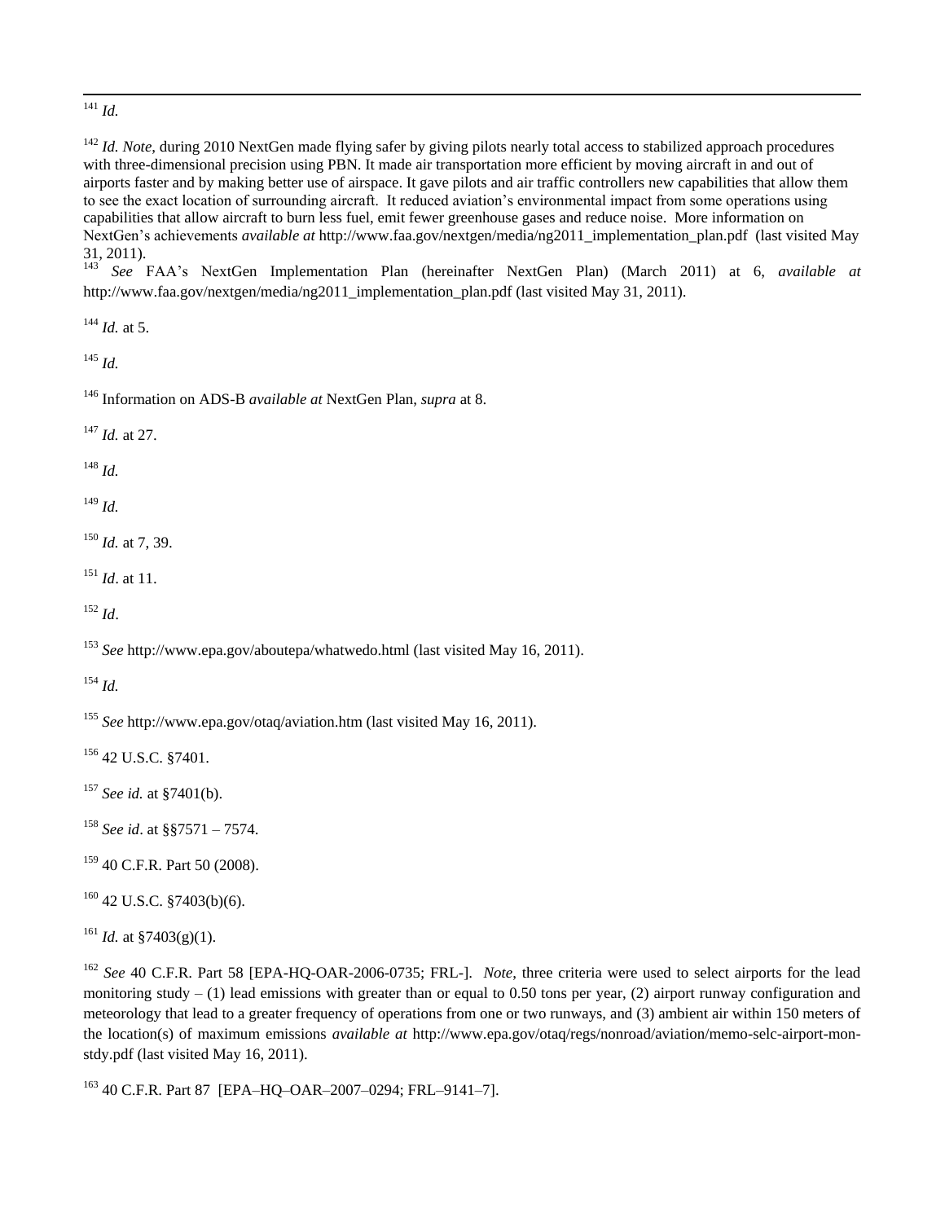[141] *Id.*

[142] *Id. Note*, during 2010 NextGen made flying safer by giving pilots nearly total access to stabilized approach procedures with three-dimensional precision using PBN. It made air transportation more efficient by moving aircraft in and out of airports faster and by making better use of airspace. It gave pilots and air traffic controllers new capabilities that allow them to see the exact location of surrounding aircraft. It reduced aviation's environmental impact from some operations using capabilities that allow aircraft to burn less fuel, emit fewer greenhouse gases and reduce noise. More information on NextGen's achievements *available at* http://www.faa.gov/nextgen/media/ng2011_implementation_plan.pdf (last visited May 31, 2011).

[143] *See* FAA's NextGen Implementation Plan (hereinafter NextGen Plan) (March 2011) at 6, *available at* http://www.faa.gov/nextgen/media/ng2011_implementation_plan.pdf (last visited May 31, 2011).

[144] *Id.* at 5.

[145] *Id.*

[146] Information on ADS-B *available at* NextGen Plan, *supra* at 8.

[147] *Id.* at 27.

[148] *Id.*

[149] *Id.*

[150] *Id.* at 7, 39.

[151] *Id*. at 11.

[152] *Id*.

[153] *See* http://www.epa.gov/aboutepa/whatwedo.html (last visited May 16, 2011).

[154] *Id.*

[155] *See* http://www.epa.gov/otaq/aviation.htm (last visited May 16, 2011).

[156] 42 U.S.C. §7401.

[157] *See id.* at §7401(b).

[158] *See id*. at §§7571 – 7574.

[159] 40 C.F.R. Part 50 (2008).

[160] 42 U.S.C. §7403(b)(6).

[161] *Id.* at §7403(g)(1).

[162] *See* 40 C.F.R. Part 58 [EPA-HQ-OAR-2006-0735; FRL-]. *Note,* three criteria were used to select airports for the lead monitoring study – (1) lead emissions with greater than or equal to 0.50 tons per year, (2) airport runway configuration and meteorology that lead to a greater frequency of operations from one or two runways, and (3) ambient air within 150 meters of the location(s) of maximum emissions *available at* http://www.epa.gov/otaq/regs/nonroad/aviation/memo-selc-airport-mon-stdy.pdf (last visited May 16, 2011).

[163] 40 C.F.R. Part 87 [EPA–HQ–OAR–2007–0294; FRL–9141–7].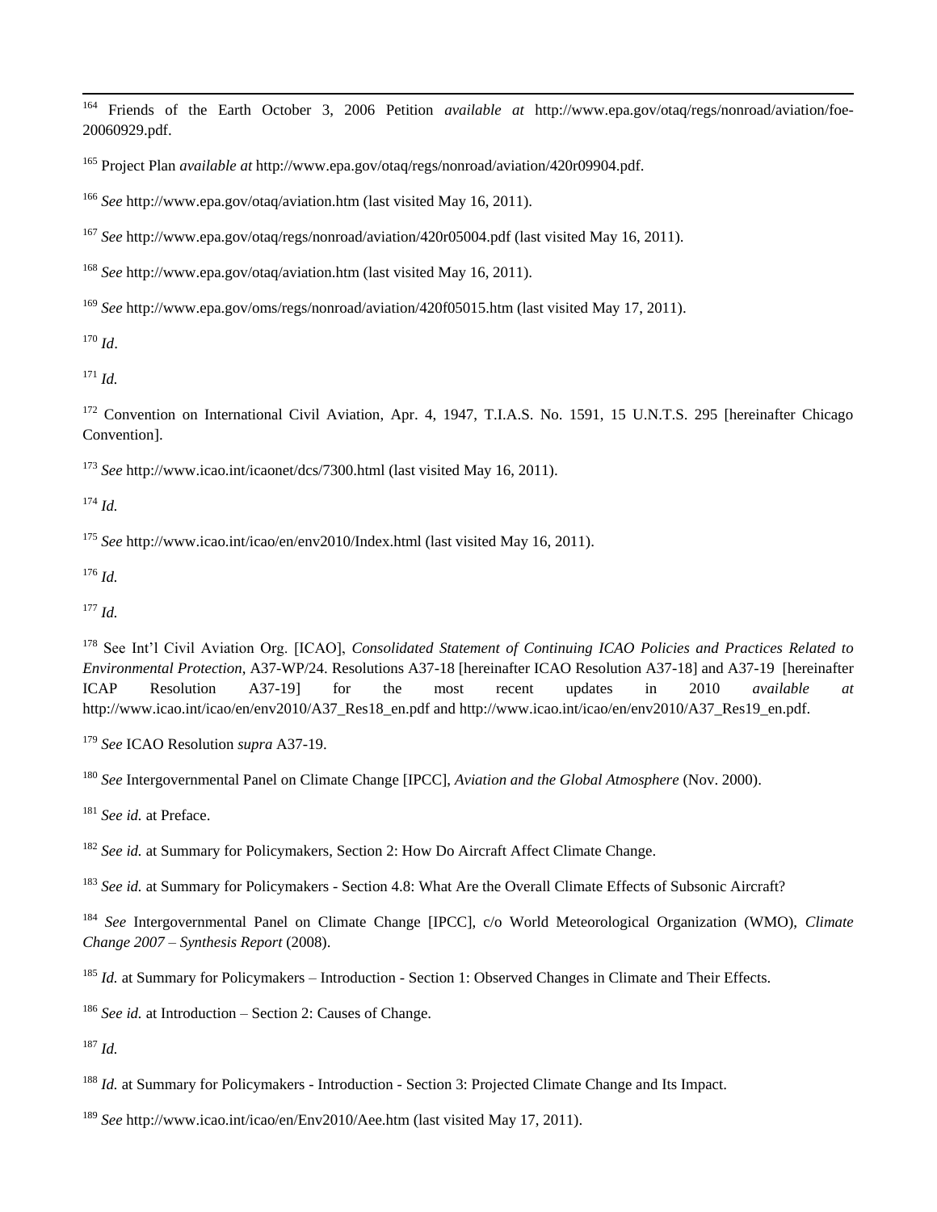[164] Friends of the Earth October 3, 2006 Petition *available at* http://www.epa.gov/otaq/regs/nonroad/aviation/foe-20060929.pdf.

[165] Project Plan *available at* http://www.epa.gov/otaq/regs/nonroad/aviation/420r09904.pdf.

[166] *See* http://www.epa.gov/otaq/aviation.htm (last visited May 16, 2011).

[167] *See* http://www.epa.gov/otaq/regs/nonroad/aviation/420r05004.pdf (last visited May 16, 2011).

[168] *See* http://www.epa.gov/otaq/aviation.htm (last visited May 16, 2011).

[169] *See* http://www.epa.gov/oms/regs/nonroad/aviation/420f05015.htm (last visited May 17, 2011).

[170] *Id*.

[171] *Id.*

[172] Convention on International Civil Aviation, Apr. 4, 1947, T.I.A.S. No. 1591, 15 U.N.T.S. 295 [hereinafter Chicago Convention].

[173] *See* http://www.icao.int/icaonet/dcs/7300.html (last visited May 16, 2011).

[174] *Id.*

[175] *See* http://www.icao.int/icao/en/env2010/Index.html (last visited May 16, 2011).

[176] *Id.*

[177] *Id.*

[178] See Int'l Civil Aviation Org. [ICAO], *Consolidated Statement of Continuing ICAO Policies and Practices Related to Environmental Protection*, A37-WP/24. Resolutions A37-18 [hereinafter ICAO Resolution A37-18] and A37-19 [hereinafter ICAP Resolution A37-19] for the most recent updates in 2010 *available at* http://www.icao.int/icao/en/env2010/A37_Res18_en.pdf and http://www.icao.int/icao/en/env2010/A37_Res19_en.pdf.

[179] *See* ICAO Resolution *supra* A37-19.

[180] *See* Intergovernmental Panel on Climate Change [IPCC], *Aviation and the Global Atmosphere* (Nov. 2000).

[181] *See id.* at Preface.

[182] *See id.* at Summary for Policymakers, Section 2: How Do Aircraft Affect Climate Change.

[183] *See id.* at Summary for Policymakers - Section 4.8: What Are the Overall Climate Effects of Subsonic Aircraft?

[184] *See* Intergovernmental Panel on Climate Change [IPCC], c/o World Meteorological Organization (WMO), *Climate Change 2007 – Synthesis Report* (2008).

[185] *Id.* at Summary for Policymakers – Introduction - Section 1: Observed Changes in Climate and Their Effects.

[186] *See id.* at Introduction – Section 2: Causes of Change.

[187] *Id.*

[188] *Id.* at Summary for Policymakers - Introduction - Section 3: Projected Climate Change and Its Impact.

[189] *See* http://www.icao.int/icao/en/Env2010/Aee.htm (last visited May 17, 2011).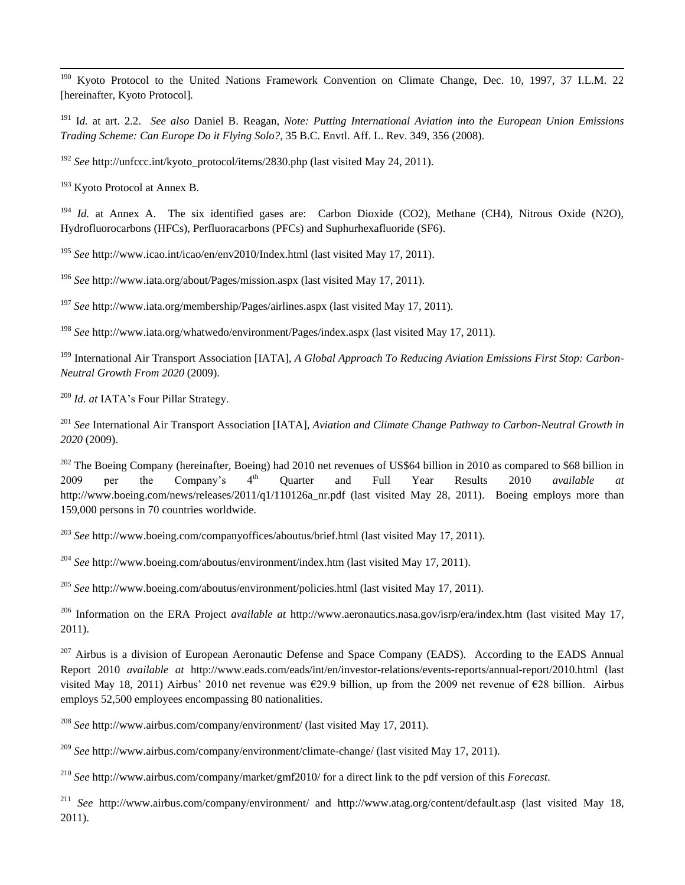[190] Kyoto Protocol to the United Nations Framework Convention on Climate Change, Dec. 10, 1997, 37 I.L.M. 22 [hereinafter, Kyoto Protocol].

[191] I*d.* at art. 2.2. *See also* Daniel B. Reagan, *Note: Putting International Aviation into the European Union Emissions Trading Scheme: Can Europe Do it Flying Solo?*, 35 B.C. Envtl. Aff. L. Rev. 349, 356 (2008).

[192] *See* http://unfccc.int/kyoto_protocol/items/2830.php (last visited May 24, 2011).

[193] Kyoto Protocol at Annex B.

[194] *Id.* at Annex A. The six identified gases are: Carbon Dioxide (CO2), Methane (CH4), Nitrous Oxide (N2O), Hydrofluorocarbons (HFCs), Perfluoracarbons (PFCs) and Suphurhexafluoride (SF6).

[195] *See* http://www.icao.int/icao/en/env2010/Index.html (last visited May 17, 2011).

[196] *See* http://www.iata.org/about/Pages/mission.aspx (last visited May 17, 2011).

[197] *See* http://www.iata.org/membership/Pages/airlines.aspx (last visited May 17, 2011).

[198] *See* http://www.iata.org/whatwedo/environment/Pages/index.aspx (last visited May 17, 2011).

[199] International Air Transport Association [IATA], *A Global Approach To Reducing Aviation Emissions First Stop: Carbon-Neutral Growth From 2020* (2009).

[200] *Id. at* IATA's Four Pillar Strategy.

[201] *See* International Air Transport Association [IATA], *Aviation and Climate Change Pathway to Carbon-Neutral Growth in 2020* (2009).

[202] The Boeing Company (hereinafter, Boeing) had 2010 net revenues of US$64 billion in 2010 as compared to $68 billion in 2009 per the Company's 4th Quarter and Full Year Results 2010 *available at* http://www.boeing.com/news/releases/2011/q1/110126a_nr.pdf (last visited May 28, 2011). Boeing employs more than 159,000 persons in 70 countries worldwide.

[203] *See* http://www.boeing.com/companyoffices/aboutus/brief.html (last visited May 17, 2011).

[204] *See* http://www.boeing.com/aboutus/environment/index.htm (last visited May 17, 2011).

[205] *See* http://www.boeing.com/aboutus/environment/policies.html (last visited May 17, 2011).

[206] Information on the ERA Project *available at* http://www.aeronautics.nasa.gov/isrp/era/index.htm (last visited May 17, 2011).

[207] Airbus is a division of European Aeronautic Defense and Space Company (EADS). According to the EADS Annual Report 2010 *available at* http://www.eads.com/eads/int/en/investor-relations/events-reports/annual-report/2010.html (last visited May 18, 2011) Airbus' 2010 net revenue was €29.9 billion, up from the 2009 net revenue of €28 billion. Airbus employs 52,500 employees encompassing 80 nationalities.

[208] *See* http://www.airbus.com/company/environment/ (last visited May 17, 2011).

[209] *See* http://www.airbus.com/company/environment/climate-change/ (last visited May 17, 2011).

[210] *See* http://www.airbus.com/company/market/gmf2010/ for a direct link to the pdf version of this *Forecast*.

[211] *See* http://www.airbus.com/company/environment/ and http://www.atag.org/content/default.asp (last visited May 18, 2011).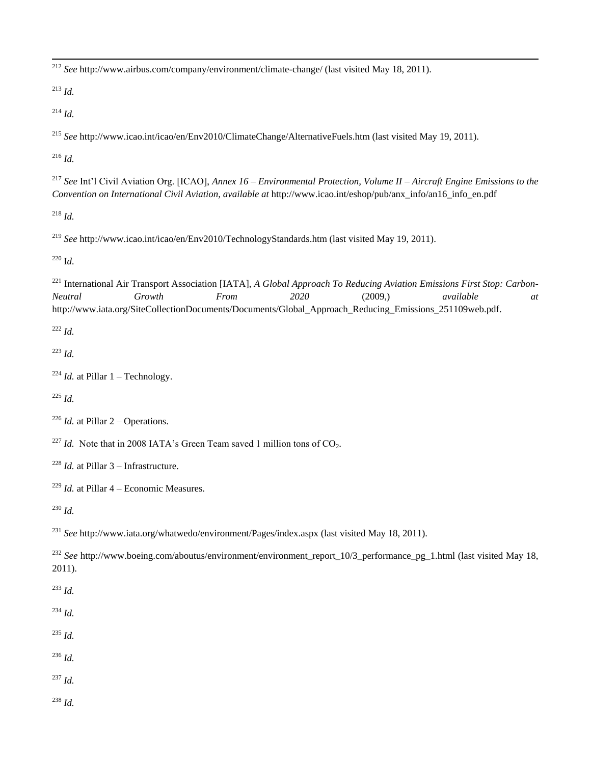[212] *See* http://www.airbus.com/company/environment/climate-change/ (last visited May 18, 2011).

[213] *Id.*

[214] *Id.*

[215] *See* http://www.icao.int/icao/en/Env2010/ClimateChange/AlternativeFuels.htm (last visited May 19, 2011).

[216] *Id.*

[217] *See* Int'l Civil Aviation Org. [ICAO], *Annex 16 – Environmental Protection, Volume II – Aircraft Engine Emissions to the Convention on International Civil Aviation, available at* http://www.icao.int/eshop/pub/anx_info/an16_info_en.pdf

[218] *Id.*

[219] *See* http://www.icao.int/icao/en/Env2010/TechnologyStandards.htm (last visited May 19, 2011).

[220] I*d.*

[221] International Air Transport Association [IATA], *A Global Approach To Reducing Aviation Emissions First Stop: Carbon-Neutral Growth From 2020* (2009,) *available at* http://www.iata.org/SiteCollectionDocuments/Documents/Global_Approach_Reducing_Emissions_251109web.pdf.

[222] *Id.*

[223] *Id.*

[224] *Id.* at Pillar 1 – Technology.

[225] *Id.*

[226] *Id.* at Pillar 2 – Operations.

[227] *Id.* Note that in 2008 IATA's Green Team saved 1 million tons of $CO_2$.

[228] *Id.* at Pillar 3 – Infrastructure.

[229] *Id.* at Pillar 4 – Economic Measures.

[230] *Id.*

[231] *See* http://www.iata.org/whatwedo/environment/Pages/index.aspx (last visited May 18, 2011).

[232] *See* http://www.boeing.com/aboutus/environment/environment_report_10/3_performance_pg_1.html (last visited May 18, 2011).

[233] *Id.*

[234] *Id.*

[235] *Id.*

[236] *Id.*

[237] *Id.*

[238] *Id.*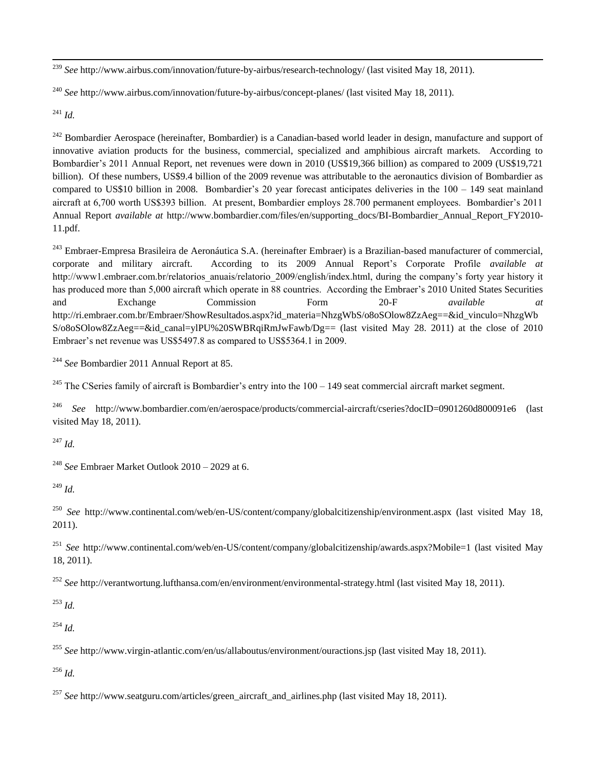[239] *See* http://www.airbus.com/innovation/future-by-airbus/research-technology/ (last visited May 18, 2011).

[240] *See* http://www.airbus.com/innovation/future-by-airbus/concept-planes/ (last visited May 18, 2011).

[241] *Id.*

[242] Bombardier Aerospace (hereinafter, Bombardier) is a Canadian-based world leader in design, manufacture and support of innovative aviation products for the business, commercial, specialized and amphibious aircraft markets. According to Bombardier's 2011 Annual Report, net revenues were down in 2010 (US$19,366 billion) as compared to 2009 (US$19,721 billion). Of these numbers, US$9.4 billion of the 2009 revenue was attributable to the aeronautics division of Bombardier as compared to US$10 billion in 2008. Bombardier's 20 year forecast anticipates deliveries in the 100 – 149 seat mainland aircraft at 6,700 worth US$393 billion. At present, Bombardier employs 28.700 permanent employees. Bombardier's 2011 Annual Report *available at* http://www.bombardier.com/files/en/supporting_docs/BI-Bombardier_Annual_Report_FY2010-11.pdf.

[243] Embraer-Empresa Brasileira de Aeronáutica S.A. (hereinafter Embraer) is a Brazilian-based manufacturer of commercial, corporate and military aircraft. According to its 2009 Annual Report's Corporate Profile *available at* http://www1.embraer.com.br/relatorios_anuais/relatorio_2009/english/index.html, during the company's forty year history it has produced more than 5,000 aircraft which operate in 88 countries. According the Embraer's 2010 United States Securities and Exchange Commission Form 20-F *available at* http://ri.embraer.com.br/Embraer/ShowResultados.aspx?id_materia=NhzgWbS/o8oSOlow8ZzAeg==&id_vinculo=NhzgWbS/o8oSOlow8ZzAeg==&id_canal=ylPU%20SWBRqiRmJwFawb/Dg== (last visited May 28. 2011) at the close of 2010 Embraer's net revenue was US$5497.8 as compared to US$5364.1 in 2009.

[244] *See* Bombardier 2011 Annual Report at 85.

[245] The CSeries family of aircraft is Bombardier's entry into the 100 – 149 seat commercial aircraft market segment.

[246] *See* http://www.bombardier.com/en/aerospace/products/commercial-aircraft/cseries?docID=0901260d800091e6 (last visited May 18, 2011).

[247] *Id.*

[248] *See* Embraer Market Outlook 2010 – 2029 at 6.

[249] *Id.*

[250] *See* http://www.continental.com/web/en-US/content/company/globalcitizenship/environment.aspx (last visited May 18, 2011).

[251] *See* http://www.continental.com/web/en-US/content/company/globalcitizenship/awards.aspx?Mobile=1 (last visited May 18, 2011).

[252] *See* http://verantwortung.lufthansa.com/en/environment/environmental-strategy.html (last visited May 18, 2011).

[253] *Id.*

[254] *Id.*

[255] *See* http://www.virgin-atlantic.com/en/us/allaboutus/environment/ouractions.jsp (last visited May 18, 2011).

[256] *Id.*

[257] *See* http://www.seatguru.com/articles/green_aircraft_and_airlines.php (last visited May 18, 2011).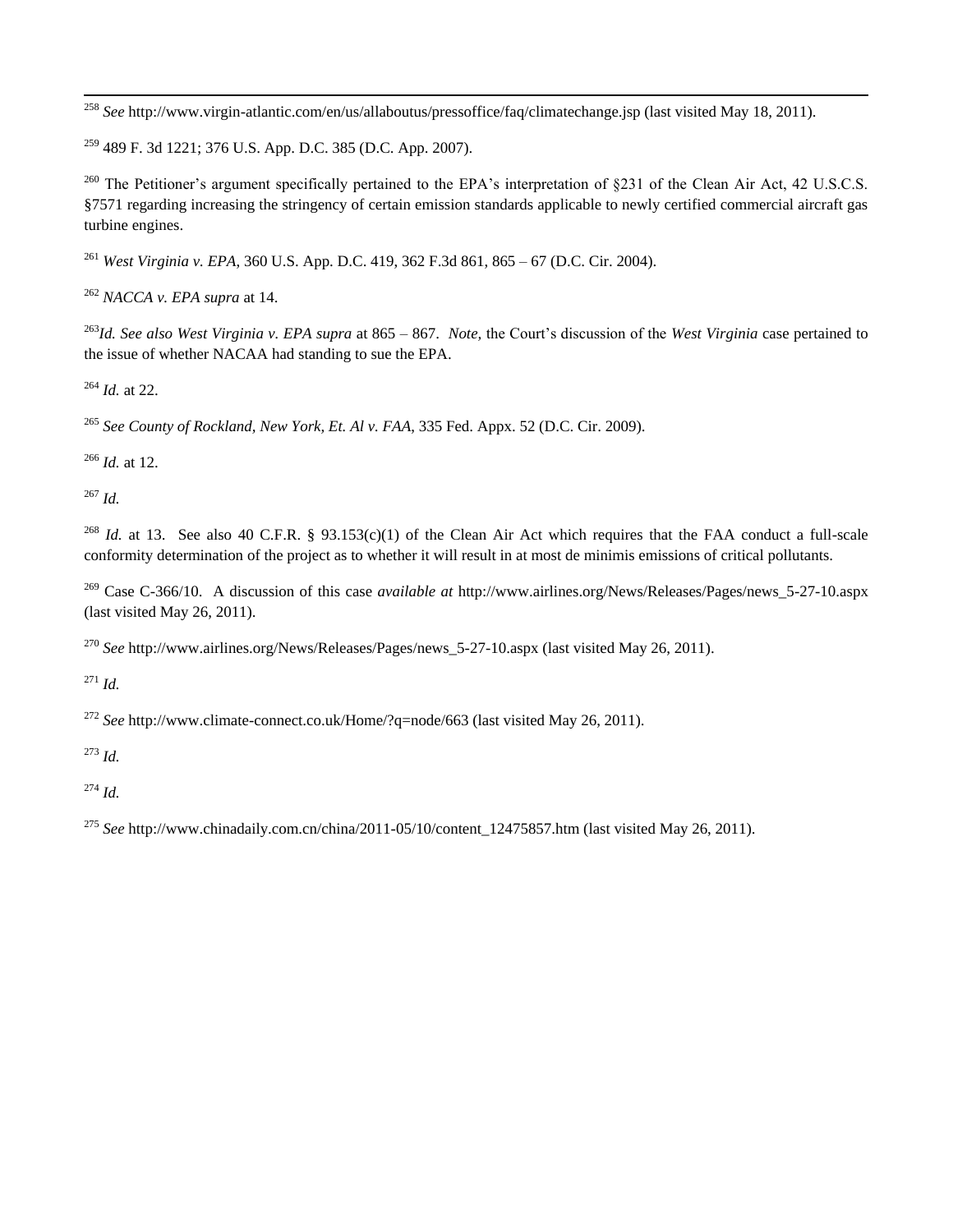[258] *See* http://www.virgin-atlantic.com/en/us/allaboutus/pressoffice/faq/climatechange.jsp (last visited May 18, 2011).

[259] 489 F. 3d 1221; 376 U.S. App. D.C. 385 (D.C. App. 2007).

[260] The Petitioner's argument specifically pertained to the EPA's interpretation of §231 of the Clean Air Act, 42 U.S.C.S. §7571 regarding increasing the stringency of certain emission standards applicable to newly certified commercial aircraft gas turbine engines.

[261] *West Virginia v. EPA*, 360 U.S. App. D.C. 419, 362 F.3d 861, 865 – 67 (D.C. Cir. 2004).

[262] *NACCA v. EPA supra* at 14.

[263] *Id. See also West Virginia v. EPA supra* at 865 – 867. *Note,* the Court's discussion of the *West Virginia* case pertained to the issue of whether NACAA had standing to sue the EPA.

[264] *Id.* at 22.

[265] *See County of Rockland, New York, Et. Al v. FAA*, 335 Fed. Appx. 52 (D.C. Cir. 2009).

[266] *Id.* at 12.

[267] *Id.*

[268] *Id.* at 13. See also 40 C.F.R. § 93.153(c)(1) of the Clean Air Act which requires that the FAA conduct a full-scale conformity determination of the project as to whether it will result in at most de minimis emissions of critical pollutants.

[269] Case C-366/10. A discussion of this case *available at* http://www.airlines.org/News/Releases/Pages/news_5-27-10.aspx (last visited May 26, 2011).

[270] *See* http://www.airlines.org/News/Releases/Pages/news_5-27-10.aspx (last visited May 26, 2011).

[271] *Id.*

[272] *See* http://www.climate-connect.co.uk/Home/?q=node/663 (last visited May 26, 2011).

[273] *Id.*

[274] *Id.*

[275] *See* http://www.chinadaily.com.cn/china/2011-05/10/content_12475857.htm (last visited May 26, 2011).